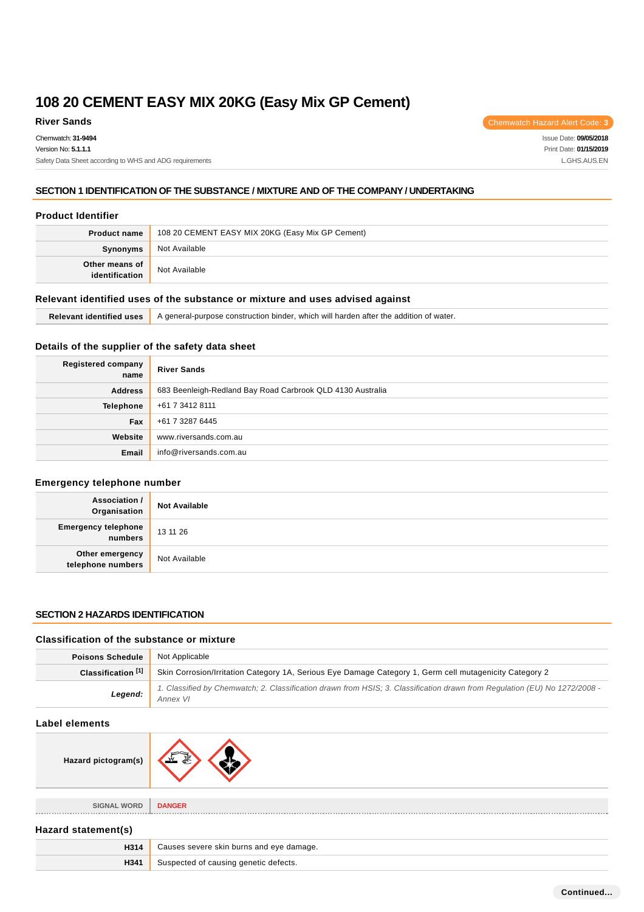# 108 20 CEMENT EASY MIX 20KG (Easy Mix GP Cement)

**River Sands**

Chemwatch Hazard Alert Code: **3**

Chemwatch: **31-9494**
Version No: **5.1.1.1**
Safety Data Sheet according to WHS and ADG requirements

Issue Date: **09/05/2018**
Print Date: **01/15/2019**
L.GHS.AUS.EN

## SECTION 1 IDENTIFICATION OF THE SUBSTANCE / MIXTURE AND OF THE COMPANY / UNDERTAKING

### Product Identifier

| | |
|---|---|
| **Product name** | 108 20 CEMENT EASY MIX 20KG (Easy Mix GP Cement) |
| **Synonyms** | Not Available |
| **Other means of identification** | Not Available |

### Relevant identified uses of the substance or mixture and uses advised against

| | |
|---|---|
| **Relevant identified uses** | A general-purpose construction binder, which will harden after the addition of water. |

### Details of the supplier of the safety data sheet

| | |
|---|---|
| **Registered company name** | **River Sands** |
| **Address** | 683 Beenleigh-Redland Bay Road Carbrook QLD 4130 Australia |
| **Telephone** | +61 7 3412 8111 |
| **Fax** | +61 7 3287 6445 |
| **Website** | www.riversands.com.au |
| **Email** | info@riversands.com.au |

### Emergency telephone number

| | |
|---|---|
| **Association / Organisation** | **Not Available** |
| **Emergency telephone numbers** | 13 11 26 |
| **Other emergency telephone numbers** | Not Available |

## SECTION 2 HAZARDS IDENTIFICATION

### Classification of the substance or mixture

| | |
|---|---|
| **Poisons Schedule** | Not Applicable |
| **Classification [1]** | Skin Corrosion/Irritation Category 1A, Serious Eye Damage Category 1, Germ cell mutagenicity Category 2 |
| ***Legend:*** | *1. Classified by Chemwatch; 2. Classification drawn from HSIS; 3. Classification drawn from Regulation (EU) No 1272/2008 - Annex VI* |

### Label elements

| | |
|---|---|
| **Hazard pictogram(s)** | |
| **SIGNAL WORD** | **DANGER** |

### Hazard statement(s)

| | |
|---|---|
| **H314** | Causes severe skin burns and eye damage. |
| **H341** | Suspected of causing genetic defects. |

**Continued...**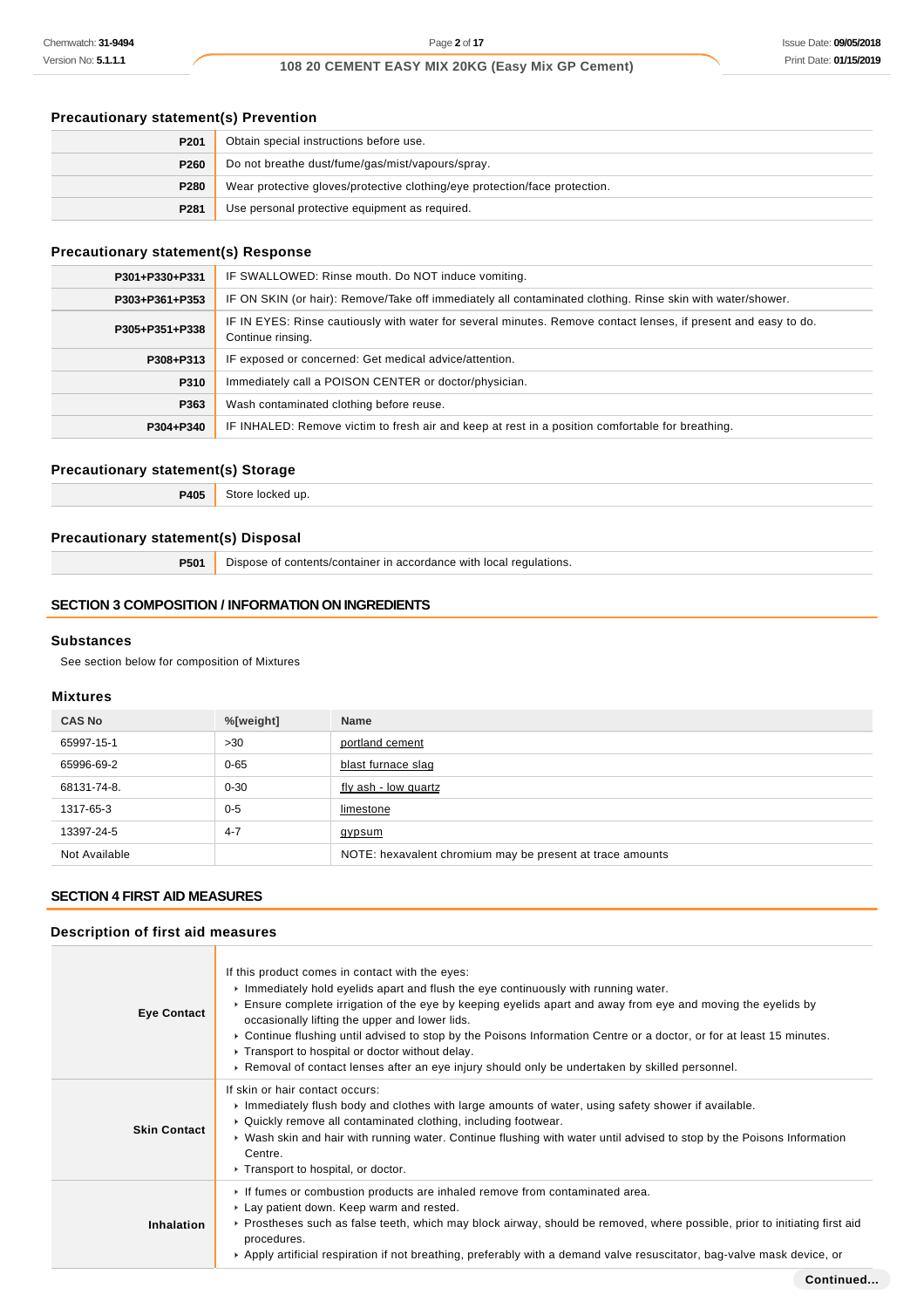### Precautionary statement(s) Prevention

| | |
|---|---|
| **P201** | Obtain special instructions before use. |
| **P260** | Do not breathe dust/fume/gas/mist/vapours/spray. |
| **P280** | Wear protective gloves/protective clothing/eye protection/face protection. |
| **P281** | Use personal protective equipment as required. |

### Precautionary statement(s) Response

| | |
|---|---|
| **P301+P330+P331** | IF SWALLOWED: Rinse mouth. Do NOT induce vomiting. |
| **P303+P361+P353** | IF ON SKIN (or hair): Remove/Take off immediately all contaminated clothing. Rinse skin with water/shower. |
| **P305+P351+P338** | IF IN EYES: Rinse cautiously with water for several minutes. Remove contact lenses, if present and easy to do. Continue rinsing. |
| **P308+P313** | IF exposed or concerned: Get medical advice/attention. |
| **P310** | Immediately call a POISON CENTER or doctor/physician. |
| **P363** | Wash contaminated clothing before reuse. |
| **P304+P340** | IF INHALED: Remove victim to fresh air and keep at rest in a position comfortable for breathing. |

### Precautionary statement(s) Storage

| | |
|---|---|
| **P405** | Store locked up. |

### Precautionary statement(s) Disposal

| | |
|---|---|
| **P501** | Dispose of contents/container in accordance with local regulations. |

## SECTION 3 COMPOSITION / INFORMATION ON INGREDIENTS

### Substances

See section below for composition of Mixtures

### Mixtures

| CAS No | %[weight] | Name |
|---|---|---|
| 65997-15-1 | >30 | portland cement |
| 65996-69-2 | 0-65 | blast furnace slag |
| 68131-74-8. | 0-30 | fly ash - low quartz |
| 1317-65-3 | 0-5 | limestone |
| 13397-24-5 | 4-7 | gypsum |
| Not Available | | NOTE: hexavalent chromium may be present at trace amounts |

## SECTION 4 FIRST AID MEASURES

### Description of first aid measures

| | |
|---|---|
| **Eye Contact** | If this product comes in contact with the eyes:<br>▸ Immediately hold eyelids apart and flush the eye continuously with running water.<br>▸ Ensure complete irrigation of the eye by keeping eyelids apart and away from eye and moving the eyelids by occasionally lifting the upper and lower lids.<br>▸ Continue flushing until advised to stop by the Poisons Information Centre or a doctor, or for at least 15 minutes.<br>▸ Transport to hospital or doctor without delay.<br>▸ Removal of contact lenses after an eye injury should only be undertaken by skilled personnel. |
| **Skin Contact** | If skin or hair contact occurs:<br>▸ Immediately flush body and clothes with large amounts of water, using safety shower if available.<br>▸ Quickly remove all contaminated clothing, including footwear.<br>▸ Wash skin and hair with running water. Continue flushing with water until advised to stop by the Poisons Information Centre.<br>▸ Transport to hospital, or doctor. |
| **Inhalation** | ▸ If fumes or combustion products are inhaled remove from contaminated area.<br>▸ Lay patient down. Keep warm and rested.<br>▸ Prostheses such as false teeth, which may block airway, should be removed, where possible, prior to initiating first aid procedures.<br>▸ Apply artificial respiration if not breathing, preferably with a demand valve resuscitator, bag-valve mask device, or |

**Continued...**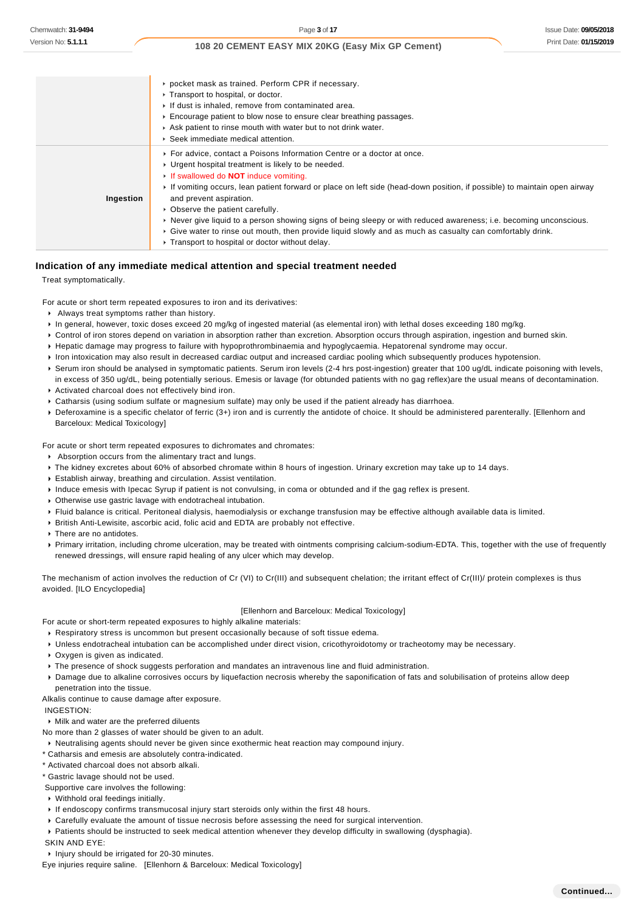| | |
|---|---|
| | - pocket mask as trained. Perform CPR if necessary.<br>- Transport to hospital, or doctor.<br>- If dust is inhaled, remove from contaminated area.<br>- Encourage patient to blow nose to ensure clear breathing passages.<br>- Ask patient to rinse mouth with water but to not drink water.<br>- Seek immediate medical attention. |
| **Ingestion** | - For advice, contact a Poisons Information Centre or a doctor at once.<br>- Urgent hospital treatment is likely to be needed.<br>- If swallowed do **NOT** induce vomiting.<br>- If vomiting occurs, lean patient forward or place on left side (head-down position, if possible) to maintain open airway and prevent aspiration.<br>- Observe the patient carefully.<br>- Never give liquid to a person showing signs of being sleepy or with reduced awareness; i.e. becoming unconscious.<br>- Give water to rinse out mouth, then provide liquid slowly and as much as casualty can comfortably drink.<br>- Transport to hospital or doctor without delay. |

### Indication of any immediate medical attention and special treatment needed

Treat symptomatically.

For acute or short term repeated exposures to iron and its derivatives:

- Always treat symptoms rather than history.
- In general, however, toxic doses exceed 20 mg/kg of ingested material (as elemental iron) with lethal doses exceeding 180 mg/kg.
- Control of iron stores depend on variation in absorption rather than excretion. Absorption occurs through aspiration, ingestion and burned skin.
- Hepatic damage may progress to failure with hypoprothrombinaemia and hypoglycaemia. Hepatorenal syndrome may occur.
- Iron intoxication may also result in decreased cardiac output and increased cardiac pooling which subsequently produces hypotension.
- Serum iron should be analysed in symptomatic patients. Serum iron levels (2-4 hrs post-ingestion) greater that 100 ug/dL indicate poisoning with levels, in excess of 350 ug/dL, being potentially serious. Emesis or lavage (for obtunded patients with no gag reflex)are the usual means of decontamination.
- Activated charcoal does not effectively bind iron.
- Catharsis (using sodium sulfate or magnesium sulfate) may only be used if the patient already has diarrhoea.
- Deferoxamine is a specific chelator of ferric (3+) iron and is currently the antidote of choice. It should be administered parenterally. [Ellenhorn and Barceloux: Medical Toxicology]

For acute or short term repeated exposures to dichromates and chromates:

- Absorption occurs from the alimentary tract and lungs.
- The kidney excretes about 60% of absorbed chromate within 8 hours of ingestion. Urinary excretion may take up to 14 days.
- Establish airway, breathing and circulation. Assist ventilation.
- Induce emesis with Ipecac Syrup if patient is not convulsing, in coma or obtunded and if the gag reflex is present.
- Otherwise use gastric lavage with endotracheal intubation.
- Fluid balance is critical. Peritoneal dialysis, haemodialysis or exchange transfusion may be effective although available data is limited.
- British Anti-Lewisite, ascorbic acid, folic acid and EDTA are probably not effective.
- There are no antidotes.
- Primary irritation, including chrome ulceration, may be treated with ointments comprising calcium-sodium-EDTA. This, together with the use of frequently renewed dressings, will ensure rapid healing of any ulcer which may develop.

The mechanism of action involves the reduction of Cr (VI) to Cr(III) and subsequent chelation; the irritant effect of Cr(III)/ protein complexes is thus avoided. [ILO Encyclopedia]

[Ellenhorn and Barceloux: Medical Toxicology]

For acute or short-term repeated exposures to highly alkaline materials:

- Respiratory stress is uncommon but present occasionally because of soft tissue edema.
- Unless endotracheal intubation can be accomplished under direct vision, cricothyroidotomy or tracheotomy may be necessary.
- Oxygen is given as indicated.
- The presence of shock suggests perforation and mandates an intravenous line and fluid administration.
- Damage due to alkaline corrosives occurs by liquefaction necrosis whereby the saponification of fats and solubilisation of proteins allow deep penetration into the tissue.

Alkalis continue to cause damage after exposure.

INGESTION:

- Milk and water are the preferred diluents

No more than 2 glasses of water should be given to an adult.

- Neutralising agents should never be given since exothermic heat reaction may compound injury.

* Catharsis and emesis are absolutely contra-indicated.
* Activated charcoal does not absorb alkali.
* Gastric lavage should not be used.

Supportive care involves the following:

- Withhold oral feedings initially.
- If endoscopy confirms transmucosal injury start steroids only within the first 48 hours.
- Carefully evaluate the amount of tissue necrosis before assessing the need for surgical intervention.
- Patients should be instructed to seek medical attention whenever they develop difficulty in swallowing (dysphagia).

SKIN AND EYE:

- Injury should be irrigated for 20-30 minutes.

Eye injuries require saline. [Ellenhorn & Barceloux: Medical Toxicology]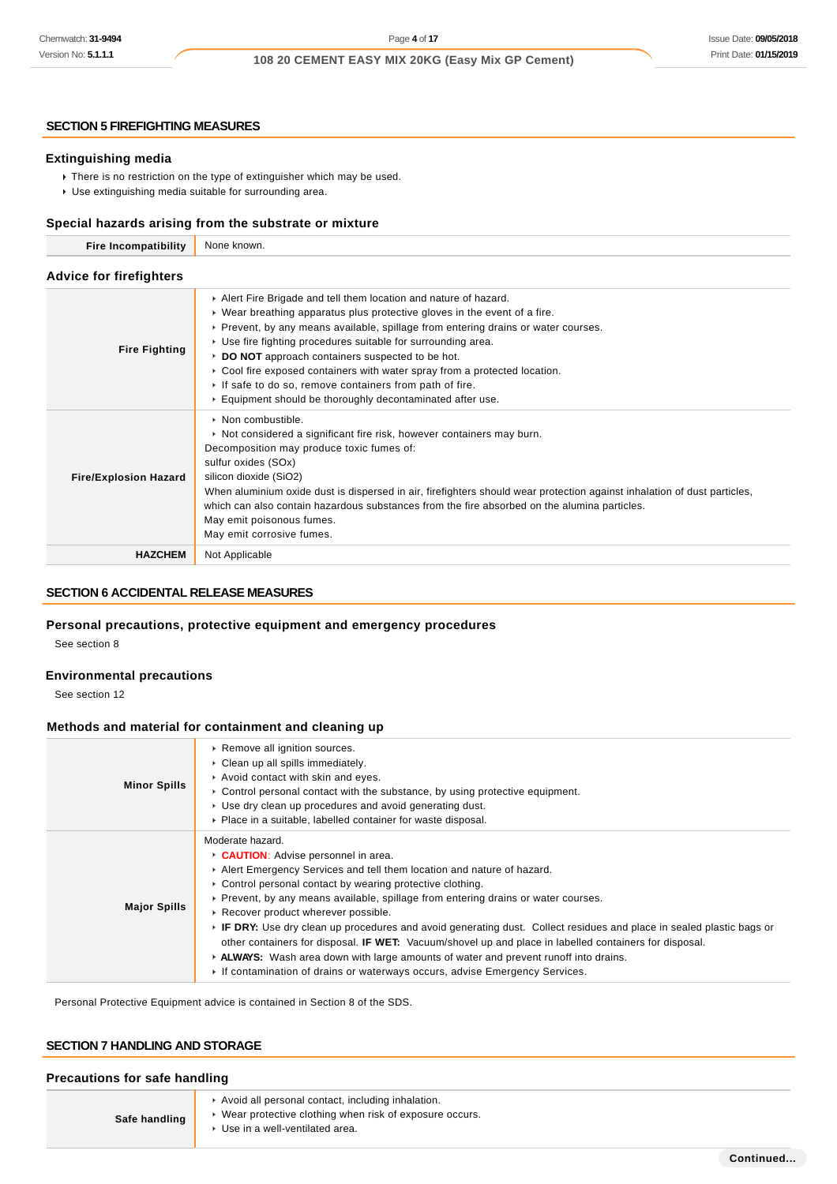## SECTION 5 FIREFIGHTING MEASURES

### Extinguishing media

- There is no restriction on the type of extinguisher which may be used.
- Use extinguishing media suitable for surrounding area.

### Special hazards arising from the substrate or mixture

| | |
|---|---|
| **Fire Incompatibility** | None known. |

### Advice for firefighters

| | |
|---|---|
| **Fire Fighting** | ▸ Alert Fire Brigade and tell them location and nature of hazard.<br>▸ Wear breathing apparatus plus protective gloves in the event of a fire.<br>▸ Prevent, by any means available, spillage from entering drains or water courses.<br>▸ Use fire fighting procedures suitable for surrounding area.<br>▸ **DO NOT** approach containers suspected to be hot.<br>▸ Cool fire exposed containers with water spray from a protected location.<br>▸ If safe to do so, remove containers from path of fire.<br>▸ Equipment should be thoroughly decontaminated after use. |
| **Fire/Explosion Hazard** | ▸ Non combustible.<br>▸ Not considered a significant fire risk, however containers may burn.<br>Decomposition may produce toxic fumes of:<br>sulfur oxides (SOx)<br>silicon dioxide ($SiO_2$)<br>When aluminium oxide dust is dispersed in air, firefighters should wear protection against inhalation of dust particles, which can also contain hazardous substances from the fire absorbed on the alumina particles.<br>May emit poisonous fumes.<br>May emit corrosive fumes. |
| **HAZCHEM** | Not Applicable |

## SECTION 6 ACCIDENTAL RELEASE MEASURES

### Personal precautions, protective equipment and emergency procedures

See section 8

### Environmental precautions

See section 12

### Methods and material for containment and cleaning up

| | |
|---|---|
| **Minor Spills** | ▸ Remove all ignition sources.<br>▸ Clean up all spills immediately.<br>▸ Avoid contact with skin and eyes.<br>▸ Control personal contact with the substance, by using protective equipment.<br>▸ Use dry clean up procedures and avoid generating dust.<br>▸ Place in a suitable, labelled container for waste disposal. |
| **Major Spills** | Moderate hazard.<br>▸ **CAUTION**: Advise personnel in area.<br>▸ Alert Emergency Services and tell them location and nature of hazard.<br>▸ Control personal contact by wearing protective clothing.<br>▸ Prevent, by any means available, spillage from entering drains or water courses.<br>▸ Recover product wherever possible.<br>▸ **IF DRY:** Use dry clean up procedures and avoid generating dust. Collect residues and place in sealed plastic bags or other containers for disposal. **IF WET:** Vacuum/shovel up and place in labelled containers for disposal.<br>▸ **ALWAYS:** Wash area down with large amounts of water and prevent runoff into drains.<br>▸ If contamination of drains or waterways occurs, advise Emergency Services. |

Personal Protective Equipment advice is contained in Section 8 of the SDS.

## SECTION 7 HANDLING AND STORAGE

### Precautions for safe handling

| | |
|---|---|
| **Safe handling** | ▸ Avoid all personal contact, including inhalation.<br>▸ Wear protective clothing when risk of exposure occurs.<br>▸ Use in a well-ventilated area. |

Continued...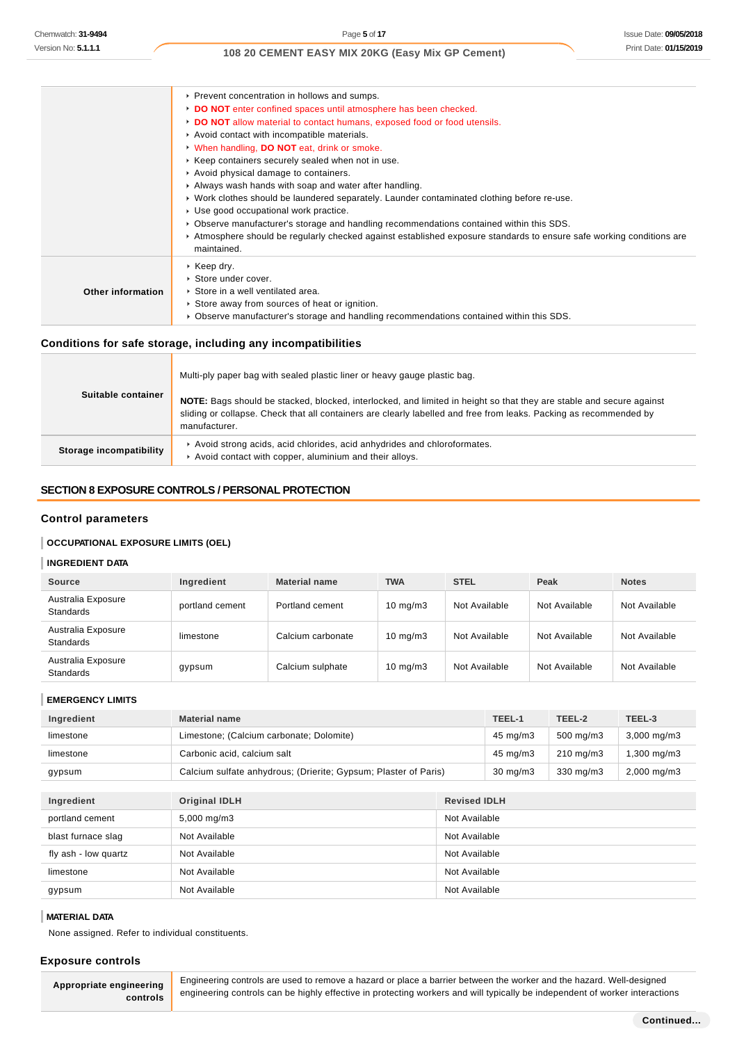| | |
|---|---|
| | ▸ Prevent concentration in hollows and sumps.<br>▸ **DO NOT** enter confined spaces until atmosphere has been checked.<br>▸ **DO NOT** allow material to contact humans, exposed food or food utensils.<br>▸ Avoid contact with incompatible materials.<br>▸ When handling, **DO NOT** eat, drink or smoke.<br>▸ Keep containers securely sealed when not in use.<br>▸ Avoid physical damage to containers.<br>▸ Always wash hands with soap and water after handling.<br>▸ Work clothes should be laundered separately. Launder contaminated clothing before re-use.<br>▸ Use good occupational work practice.<br>▸ Observe manufacturer's storage and handling recommendations contained within this SDS.<br>▸ Atmosphere should be regularly checked against established exposure standards to ensure safe working conditions are maintained. |
| **Other information** | ▸ Keep dry.<br>▸ Store under cover.<br>▸ Store in a well ventilated area.<br>▸ Store away from sources of heat or ignition.<br>▸ Observe manufacturer's storage and handling recommendations contained within this SDS. |

### Conditions for safe storage, including any incompatibilities

| | |
|---|---|
| **Suitable container** | Multi-ply paper bag with sealed plastic liner or heavy gauge plastic bag.<br><br>**NOTE:** Bags should be stacked, blocked, interlocked, and limited in height so that they are stable and secure against sliding or collapse. Check that all containers are clearly labelled and free from leaks. Packing as recommended by manufacturer. |
| **Storage incompatibility** | ▸ Avoid strong acids, acid chlorides, acid anhydrides and chloroformates.<br>▸ Avoid contact with copper, aluminium and their alloys. |

## SECTION 8 EXPOSURE CONTROLS / PERSONAL PROTECTION

### Control parameters

#### OCCUPATIONAL EXPOSURE LIMITS (OEL)

#### INGREDIENT DATA

| Source | Ingredient | Material name | TWA | STEL | Peak | Notes |
|---|---|---|---|---|---|---|
| Australia Exposure Standards | portland cement | Portland cement | 10 mg/m3 | Not Available | Not Available | Not Available |
| Australia Exposure Standards | limestone | Calcium carbonate | 10 mg/m3 | Not Available | Not Available | Not Available |
| Australia Exposure Standards | gypsum | Calcium sulphate | 10 mg/m3 | Not Available | Not Available | Not Available |

#### EMERGENCY LIMITS

| Ingredient | Material name | TEEL-1 | TEEL-2 | TEEL-3 |
|---|---|---|---|---|
| limestone | Limestone; (Calcium carbonate; Dolomite) | 45 mg/m3 | 500 mg/m3 | 3,000 mg/m3 |
| limestone | Carbonic acid, calcium salt | 45 mg/m3 | 210 mg/m3 | 1,300 mg/m3 |
| gypsum | Calcium sulfate anhydrous; (Drierite; Gypsum; Plaster of Paris) | 30 mg/m3 | 330 mg/m3 | 2,000 mg/m3 |

| Ingredient | Original IDLH | Revised IDLH |
|---|---|---|
| portland cement | 5,000 mg/m3 | Not Available |
| blast furnace slag | Not Available | Not Available |
| fly ash - low quartz | Not Available | Not Available |
| limestone | Not Available | Not Available |
| gypsum | Not Available | Not Available |

#### MATERIAL DATA

None assigned. Refer to individual constituents.

### Exposure controls

| | |
|---|---|
| **Appropriate engineering controls** | Engineering controls are used to remove a hazard or place a barrier between the worker and the hazard. Well-designed engineering controls can be highly effective in protecting workers and will typically be independent of worker interactions |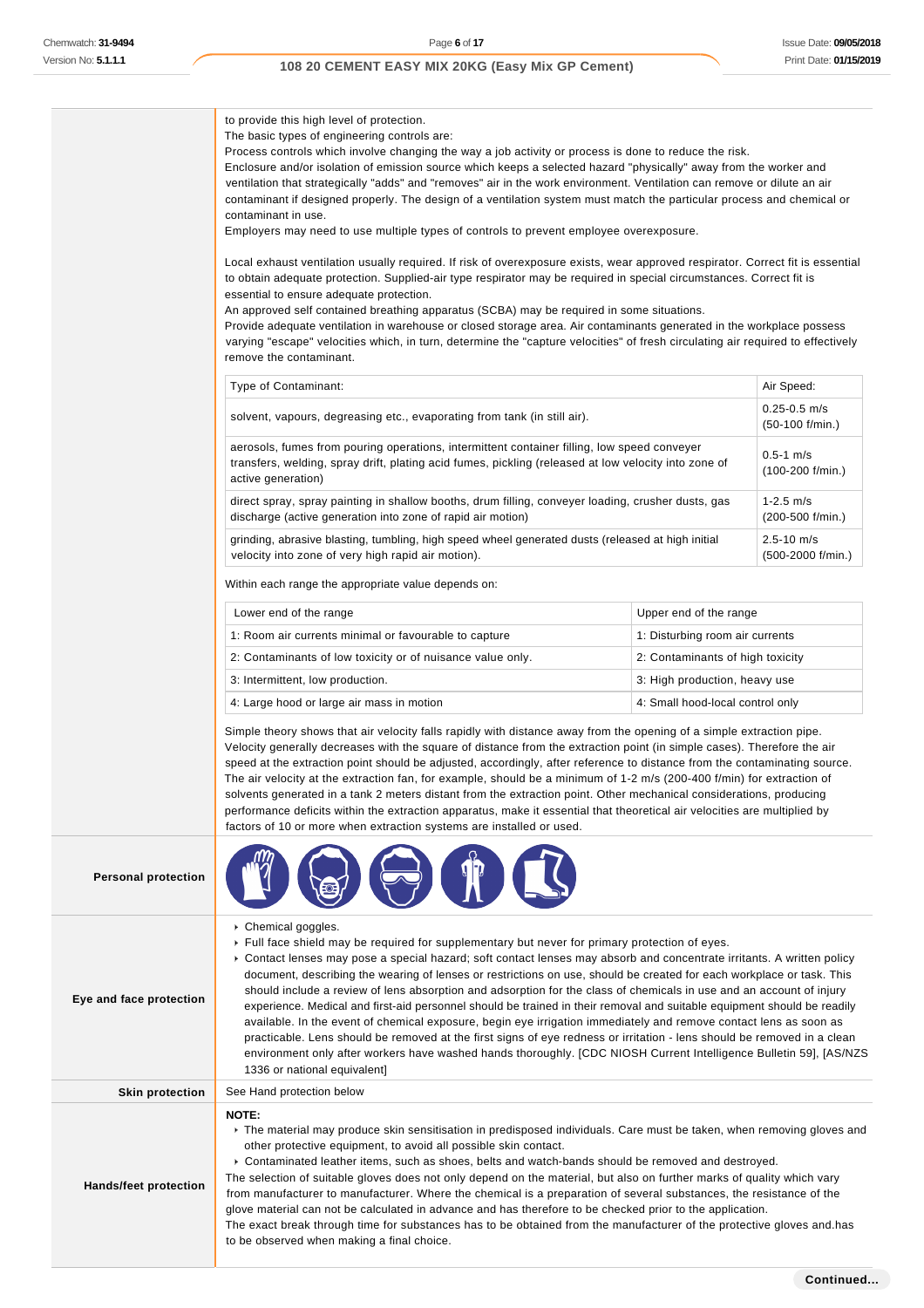to provide this high level of protection.
The basic types of engineering controls are:
Process controls which involve changing the way a job activity or process is done to reduce the risk.
Enclosure and/or isolation of emission source which keeps a selected hazard "physically" away from the worker and ventilation that strategically "adds" and "removes" air in the work environment. Ventilation can remove or dilute an air contaminant if designed properly. The design of a ventilation system must match the particular process and chemical or contaminant in use.
Employers may need to use multiple types of controls to prevent employee overexposure.

Local exhaust ventilation usually required. If risk of overexposure exists, wear approved respirator. Correct fit is essential to obtain adequate protection. Supplied-air type respirator may be required in special circumstances. Correct fit is essential to ensure adequate protection.
An approved self contained breathing apparatus (SCBA) may be required in some situations.
Provide adequate ventilation in warehouse or closed storage area. Air contaminants generated in the workplace possess varying "escape" velocities which, in turn, determine the "capture velocities" of fresh circulating air required to effectively remove the contaminant.

| Type of Contaminant: | Air Speed: |
|---|---|
| solvent, vapours, degreasing etc., evaporating from tank (in still air). | 0.25-0.5 m/s (50-100 f/min.) |
| aerosols, fumes from pouring operations, intermittent container filling, low speed conveyer transfers, welding, spray drift, plating acid fumes, pickling (released at low velocity into zone of active generation) | 0.5-1 m/s (100-200 f/min.) |
| direct spray, spray painting in shallow booths, drum filling, conveyer loading, crusher dusts, gas discharge (active generation into zone of rapid air motion) | 1-2.5 m/s (200-500 f/min.) |
| grinding, abrasive blasting, tumbling, high speed wheel generated dusts (released at high initial velocity into zone of very high rapid air motion). | 2.5-10 m/s (500-2000 f/min.) |

Within each range the appropriate value depends on:

| Lower end of the range | Upper end of the range |
|---|---|
| 1: Room air currents minimal or favourable to capture | 1: Disturbing room air currents |
| 2: Contaminants of low toxicity or of nuisance value only. | 2: Contaminants of high toxicity |
| 3: Intermittent, low production. | 3: High production, heavy use |
| 4: Large hood or large air mass in motion | 4: Small hood-local control only |

Simple theory shows that air velocity falls rapidly with distance away from the opening of a simple extraction pipe. Velocity generally decreases with the square of distance from the extraction point (in simple cases). Therefore the air speed at the extraction point should be adjusted, accordingly, after reference to distance from the contaminating source. The air velocity at the extraction fan, for example, should be a minimum of 1-2 m/s (200-400 f/min) for extraction of solvents generated in a tank 2 meters distant from the extraction point. Other mechanical considerations, producing performance deficits within the extraction apparatus, make it essential that theoretical air velocities are multiplied by factors of 10 or more when extraction systems are installed or used.

**Personal protection**

**Eye and face protection**

- Chemical goggles.
- Full face shield may be required for supplementary but never for primary protection of eyes.
- Contact lenses may pose a special hazard; soft contact lenses may absorb and concentrate irritants. A written policy document, describing the wearing of lenses or restrictions on use, should be created for each workplace or task. This should include a review of lens absorption and adsorption for the class of chemicals in use and an account of injury experience. Medical and first-aid personnel should be trained in their removal and suitable equipment should be readily available. In the event of chemical exposure, begin eye irrigation immediately and remove contact lens as soon as practicable. Lens should be removed at the first signs of eye redness or irritation - lens should be removed in a clean environment only after workers have washed hands thoroughly. [CDC NIOSH Current Intelligence Bulletin 59], [AS/NZS 1336 or national equivalent]

**Skin protection**

See Hand protection below

**Hands/feet protection**

**NOTE:**

- The material may produce skin sensitisation in predisposed individuals. Care must be taken, when removing gloves and other protective equipment, to avoid all possible skin contact.
- Contaminated leather items, such as shoes, belts and watch-bands should be removed and destroyed.

The selection of suitable gloves does not only depend on the material, but also on further marks of quality which vary from manufacturer to manufacturer. Where the chemical is a preparation of several substances, the resistance of the glove material can not be calculated in advance and has therefore to be checked prior to the application.
The exact break through time for substances has to be obtained from the manufacturer of the protective gloves and.has to be observed when making a final choice.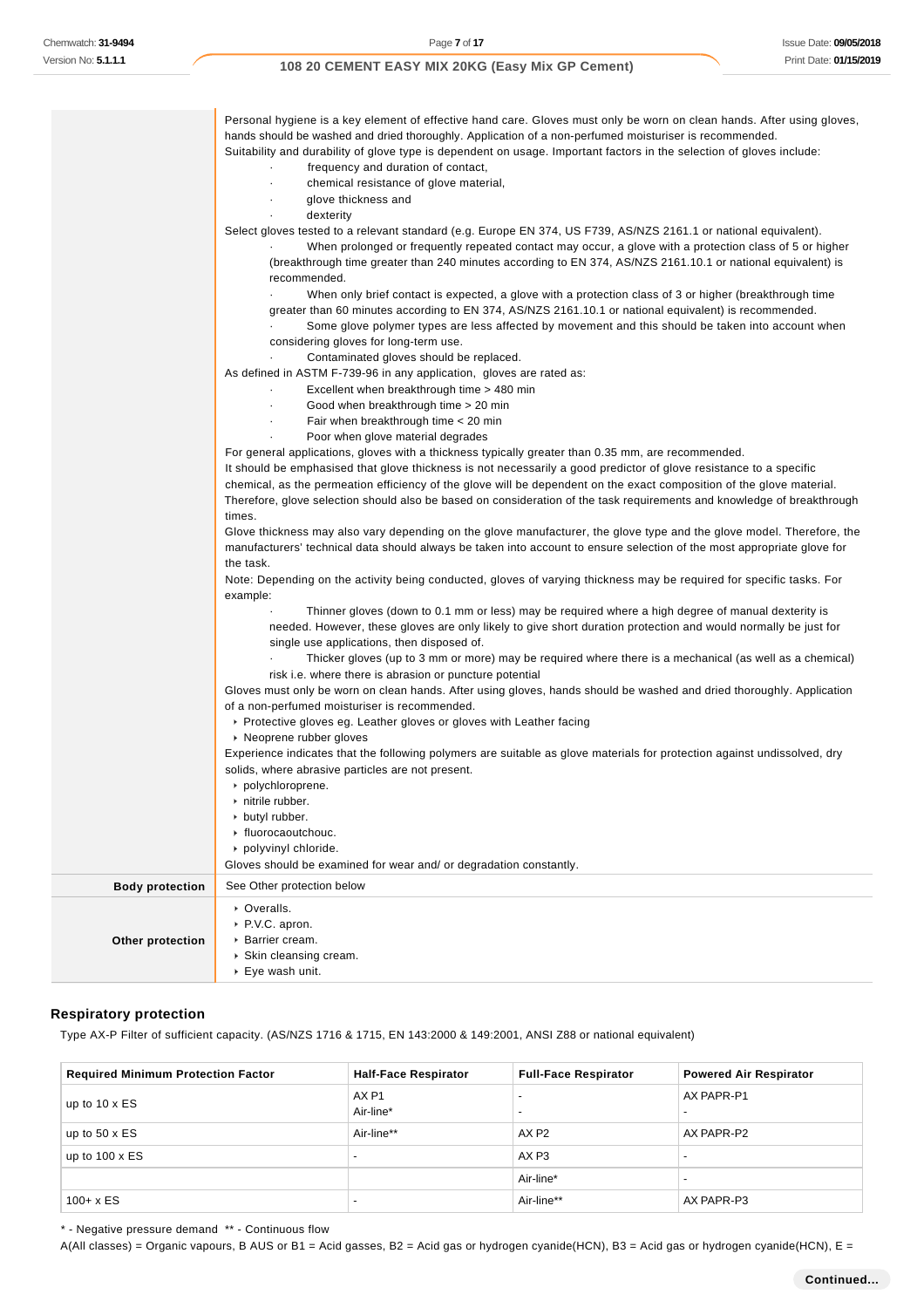| | |
|---|---|
| | Personal hygiene is a key element of effective hand care. Gloves must only be worn on clean hands. After using gloves, hands should be washed and dried thoroughly. Application of a non-perfumed moisturiser is recommended.<br>Suitability and durability of glove type is dependent on usage. Important factors in the selection of gloves include:<br>· frequency and duration of contact,<br>· chemical resistance of glove material,<br>· glove thickness and<br>· dexterity<br>Select gloves tested to a relevant standard (e.g. Europe EN 374, US F739, AS/NZS 2161.1 or national equivalent).<br>· When prolonged or frequently repeated contact may occur, a glove with a protection class of 5 or higher (breakthrough time greater than 240 minutes according to EN 374, AS/NZS 2161.10.1 or national equivalent) is recommended.<br>· When only brief contact is expected, a glove with a protection class of 3 or higher (breakthrough time greater than 60 minutes according to EN 374, AS/NZS 2161.10.1 or national equivalent) is recommended.<br>· Some glove polymer types are less affected by movement and this should be taken into account when considering gloves for long-term use.<br>· Contaminated gloves should be replaced.<br>As defined in ASTM F-739-96 in any application, gloves are rated as:<br>· Excellent when breakthrough time > 480 min<br>· Good when breakthrough time > 20 min<br>· Fair when breakthrough time < 20 min<br>· Poor when glove material degrades<br>For general applications, gloves with a thickness typically greater than 0.35 mm, are recommended.<br>It should be emphasised that glove thickness is not necessarily a good predictor of glove resistance to a specific chemical, as the permeation efficiency of the glove will be dependent on the exact composition of the glove material. Therefore, glove selection should also be based on consideration of the task requirements and knowledge of breakthrough times.<br>Glove thickness may also vary depending on the glove manufacturer, the glove type and the glove model. Therefore, the manufacturers' technical data should always be taken into account to ensure selection of the most appropriate glove for the task.<br>Note: Depending on the activity being conducted, gloves of varying thickness may be required for specific tasks. For example:<br>· Thinner gloves (down to 0.1 mm or less) may be required where a high degree of manual dexterity is needed. However, these gloves are only likely to give short duration protection and would normally be just for single use applications, then disposed of.<br>· Thicker gloves (up to 3 mm or more) may be required where there is a mechanical (as well as a chemical) risk i.e. where there is abrasion or puncture potential<br>Gloves must only be worn on clean hands. After using gloves, hands should be washed and dried thoroughly. Application of a non-perfumed moisturiser is recommended.<br>▸ Protective gloves eg. Leather gloves or gloves with Leather facing<br>▸ Neoprene rubber gloves<br>Experience indicates that the following polymers are suitable as glove materials for protection against undissolved, dry solids, where abrasive particles are not present.<br>▸ polychloroprene.<br>▸ nitrile rubber.<br>▸ butyl rubber.<br>▸ fluorocaoutchouc.<br>▸ polyvinyl chloride.<br>Gloves should be examined for wear and/ or degradation constantly. |
| **Body protection** | See Other protection below |
| **Other protection** | ▸ Overalls.<br>▸ P.V.C. apron.<br>▸ Barrier cream.<br>▸ Skin cleansing cream.<br>▸ Eye wash unit. |

## Respiratory protection

Type AX-P Filter of sufficient capacity. (AS/NZS 1716 & 1715, EN 143:2000 & 149:2001, ANSI Z88 or national equivalent)

| Required Minimum Protection Factor | Half-Face Respirator | Full-Face Respirator | Powered Air Respirator |
|---|---|---|---|
| up to 10 x ES | AX P1<br>Air-line* | -<br>- | AX PAPR-P1<br>- |
| up to 50 x ES | Air-line** | AX P2 | AX PAPR-P2 |
| up to 100 x ES | - | AX P3 | - |
| | | Air-line* | - |
| 100+ x ES | - | Air-line** | AX PAPR-P3 |

* - Negative pressure demand ** - Continuous flow

A(All classes) = Organic vapours, B AUS or B1 = Acid gasses, B2 = Acid gas or hydrogen cyanide(HCN), B3 = Acid gas or hydrogen cyanide(HCN), E =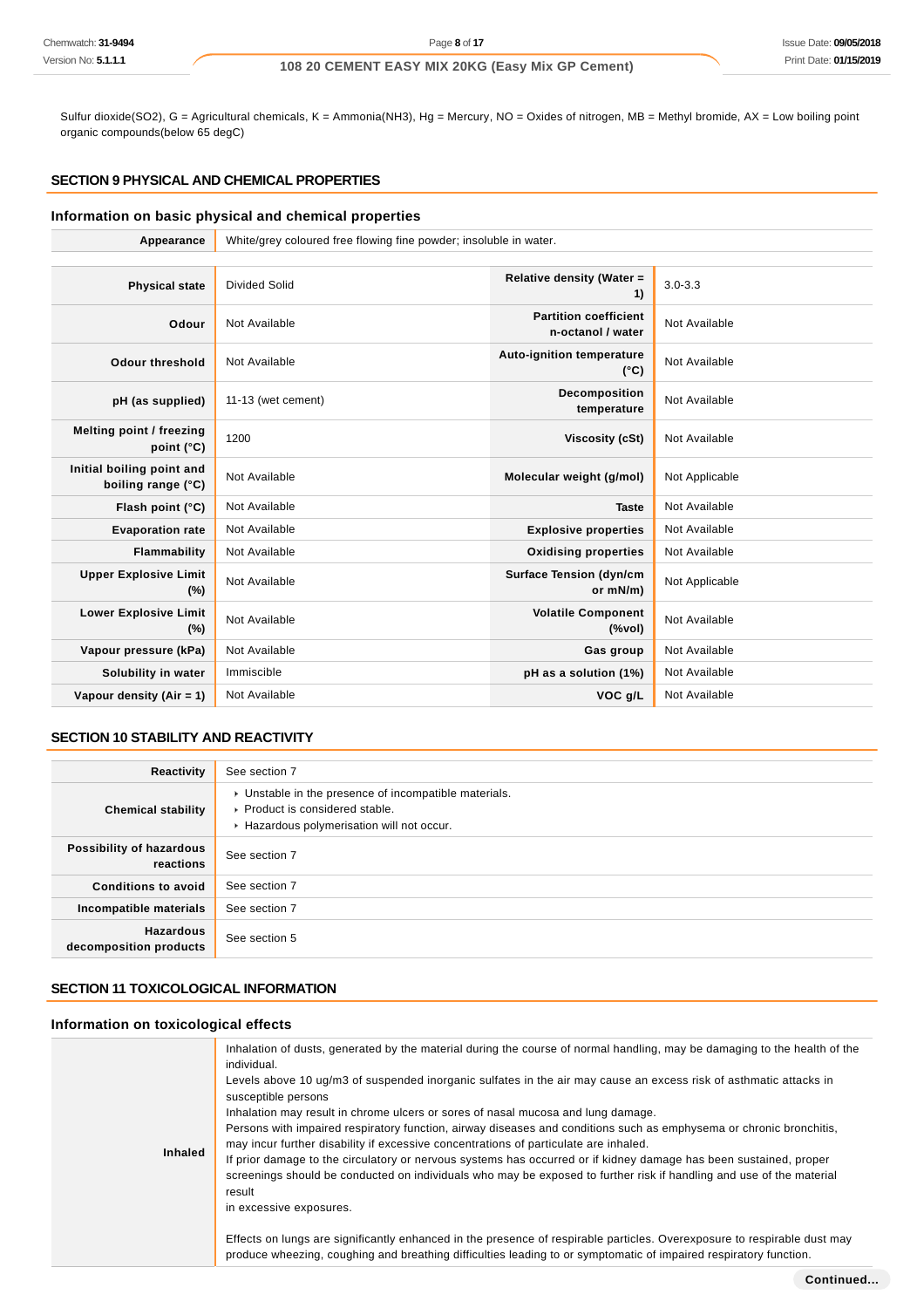Sulfur dioxide(SO2), G = Agricultural chemicals, K = Ammonia(NH3), Hg = Mercury, NO = Oxides of nitrogen, MB = Methyl bromide, AX = Low boiling point organic compounds(below 65 degC)

## SECTION 9 PHYSICAL AND CHEMICAL PROPERTIES

### Information on basic physical and chemical properties

| | |
|---|---|
| **Appearance** | White/grey coloured free flowing fine powder; insoluble in water. |

| | | | |
|---|---|---|---|
| **Physical state** | Divided Solid | **Relative density (Water = 1)** | 3.0-3.3 |
| **Odour** | Not Available | **Partition coefficient n-octanol / water** | Not Available |
| **Odour threshold** | Not Available | **Auto-ignition temperature (°C)** | Not Available |
| **pH (as supplied)** | 11-13 (wet cement) | **Decomposition temperature** | Not Available |
| **Melting point / freezing point (°C)** | 1200 | **Viscosity (cSt)** | Not Available |
| **Initial boiling point and boiling range (°C)** | Not Available | **Molecular weight (g/mol)** | Not Applicable |
| **Flash point (°C)** | Not Available | **Taste** | Not Available |
| **Evaporation rate** | Not Available | **Explosive properties** | Not Available |
| **Flammability** | Not Available | **Oxidising properties** | Not Available |
| **Upper Explosive Limit (%)** | Not Available | **Surface Tension (dyn/cm or mN/m)** | Not Applicable |
| **Lower Explosive Limit (%)** | Not Available | **Volatile Component (%vol)** | Not Available |
| **Vapour pressure (kPa)** | Not Available | **Gas group** | Not Available |
| **Solubility in water** | Immiscible | **pH as a solution (1%)** | Not Available |
| **Vapour density (Air = 1)** | Not Available | **VOC g/L** | Not Available |

## SECTION 10 STABILITY AND REACTIVITY

| | |
|---|---|
| **Reactivity** | See section 7 |
| **Chemical stability** | ▸ Unstable in the presence of incompatible materials.<br>▸ Product is considered stable.<br>▸ Hazardous polymerisation will not occur. |
| **Possibility of hazardous reactions** | See section 7 |
| **Conditions to avoid** | See section 7 |
| **Incompatible materials** | See section 7 |
| **Hazardous decomposition products** | See section 5 |

## SECTION 11 TOXICOLOGICAL INFORMATION

### Information on toxicological effects

| | |
|---|---|
| **Inhaled** | Inhalation of dusts, generated by the material during the course of normal handling, may be damaging to the health of the individual.<br>Levels above 10 ug/m3 of suspended inorganic sulfates in the air may cause an excess risk of asthmatic attacks in susceptible persons<br>Inhalation may result in chrome ulcers or sores of nasal mucosa and lung damage.<br>Persons with impaired respiratory function, airway diseases and conditions such as emphysema or chronic bronchitis, may incur further disability if excessive concentrations of particulate are inhaled.<br>If prior damage to the circulatory or nervous systems has occurred or if kidney damage has been sustained, proper screenings should be conducted on individuals who may be exposed to further risk if handling and use of the material result<br>in excessive exposures.<br><br>Effects on lungs are significantly enhanced in the presence of respirable particles. Overexposure to respirable dust may produce wheezing, coughing and breathing difficulties leading to or symptomatic of impaired respiratory function. |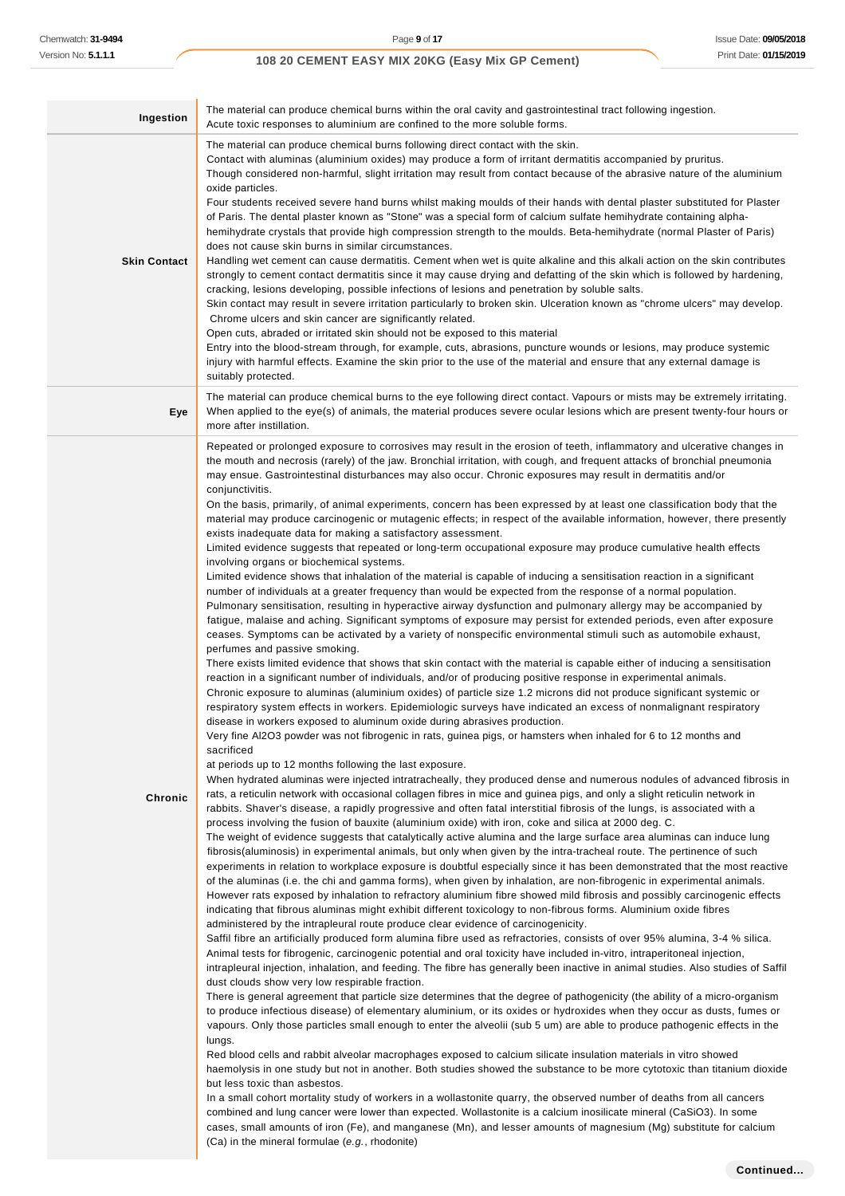| | |
|---|---|
| **Ingestion** | The material can produce chemical burns within the oral cavity and gastrointestinal tract following ingestion.<br>Acute toxic responses to aluminium are confined to the more soluble forms. |
| **Skin Contact** | The material can produce chemical burns following direct contact with the skin.<br>Contact with aluminas (aluminium oxides) may produce a form of irritant dermatitis accompanied by pruritus.<br>Though considered non-harmful, slight irritation may result from contact because of the abrasive nature of the aluminium oxide particles.<br>Four students received severe hand burns whilst making moulds of their hands with dental plaster substituted for Plaster of Paris. The dental plaster known as "Stone" was a special form of calcium sulfate hemihydrate containing alpha-hemihydrate crystals that provide high compression strength to the moulds. Beta-hemihydrate (normal Plaster of Paris) does not cause skin burns in similar circumstances.<br>Handling wet cement can cause dermatitis. Cement when wet is quite alkaline and this alkali action on the skin contributes strongly to cement contact dermatitis since it may cause drying and defatting of the skin which is followed by hardening, cracking, lesions developing, possible infections of lesions and penetration by soluble salts.<br>Skin contact may result in severe irritation particularly to broken skin. Ulceration known as "chrome ulcers" may develop. Chrome ulcers and skin cancer are significantly related.<br>Open cuts, abraded or irritated skin should not be exposed to this material<br>Entry into the blood-stream through, for example, cuts, abrasions, puncture wounds or lesions, may produce systemic injury with harmful effects. Examine the skin prior to the use of the material and ensure that any external damage is suitably protected. |
| **Eye** | The material can produce chemical burns to the eye following direct contact. Vapours or mists may be extremely irritating.<br>When applied to the eye(s) of animals, the material produces severe ocular lesions which are present twenty-four hours or more after instillation. |
| **Chronic** | Repeated or prolonged exposure to corrosives may result in the erosion of teeth, inflammatory and ulcerative changes in the mouth and necrosis (rarely) of the jaw. Bronchial irritation, with cough, and frequent attacks of bronchial pneumonia may ensue. Gastrointestinal disturbances may also occur. Chronic exposures may result in dermatitis and/or conjunctivitis.<br>On the basis, primarily, of animal experiments, concern has been expressed by at least one classification body that the material may produce carcinogenic or mutagenic effects; in respect of the available information, however, there presently exists inadequate data for making a satisfactory assessment.<br>Limited evidence suggests that repeated or long-term occupational exposure may produce cumulative health effects involving organs or biochemical systems.<br>Limited evidence shows that inhalation of the material is capable of inducing a sensitisation reaction in a significant number of individuals at a greater frequency than would be expected from the response of a normal population.<br>Pulmonary sensitisation, resulting in hyperactive airway dysfunction and pulmonary allergy may be accompanied by fatigue, malaise and aching. Significant symptoms of exposure may persist for extended periods, even after exposure ceases. Symptoms can be activated by a variety of nonspecific environmental stimuli such as automobile exhaust, perfumes and passive smoking.<br>There exists limited evidence that shows that skin contact with the material is capable either of inducing a sensitisation reaction in a significant number of individuals, and/or of producing positive response in experimental animals.<br>Chronic exposure to aluminas (aluminium oxides) of particle size 1.2 microns did not produce significant systemic or respiratory system effects in workers. Epidemiologic surveys have indicated an excess of nonmalignant respiratory disease in workers exposed to aluminum oxide during abrasives production.<br>Very fine $Al_2O_3$ powder was not fibrogenic in rats, guinea pigs, or hamsters when inhaled for 6 to 12 months and sacrificed<br>at periods up to 12 months following the last exposure.<br>When hydrated aluminas were injected intratracheally, they produced dense and numerous nodules of advanced fibrosis in rats, a reticulin network with occasional collagen fibres in mice and guinea pigs, and only a slight reticulin network in rabbits. Shaver's disease, a rapidly progressive and often fatal interstitial fibrosis of the lungs, is associated with a process involving the fusion of bauxite (aluminium oxide) with iron, coke and silica at 2000 deg. C.<br>The weight of evidence suggests that catalytically active alumina and the large surface area aluminas can induce lung fibrosis(aluminosis) in experimental animals, but only when given by the intra-tracheal route. The pertinence of such experiments in relation to workplace exposure is doubtful especially since it has been demonstrated that the most reactive of the aluminas (i.e. the chi and gamma forms), when given by inhalation, are non-fibrogenic in experimental animals. However rats exposed by inhalation to refractory aluminium fibre showed mild fibrosis and possibly carcinogenic effects indicating that fibrous aluminas might exhibit different toxicology to non-fibrous forms. Aluminium oxide fibres administered by the intrapleural route produce clear evidence of carcinogenicity.<br>Saffil fibre an artificially produced form alumina fibre used as refractories, consists of over 95% alumina, 3-4 % silica. Animal tests for fibrogenic, carcinogenic potential and oral toxicity have included in-vitro, intraperitoneal injection, intrapleural injection, inhalation, and feeding. The fibre has generally been inactive in animal studies. Also studies of Saffil dust clouds show very low respirable fraction.<br>There is general agreement that particle size determines that the degree of pathogenicity (the ability of a micro-organism to produce infectious disease) of elementary aluminium, or its oxides or hydroxides when they occur as dusts, fumes or vapours. Only those particles small enough to enter the alveolii (sub 5 um) are able to produce pathogenic effects in the lungs.<br>Red blood cells and rabbit alveolar macrophages exposed to calcium silicate insulation materials in vitro showed haemolysis in one study but not in another. Both studies showed the substance to be more cytotoxic than titanium dioxide but less toxic than asbestos.<br>In a small cohort mortality study of workers in a wollastonite quarry, the observed number of deaths from all cancers combined and lung cancer were lower than expected. Wollastonite is a calcium inosilicate mineral ($CaSiO_3$). In some cases, small amounts of iron (Fe), and manganese (Mn), and lesser amounts of magnesium (Mg) substitute for calcium (Ca) in the mineral formulae (*e.g.*, rhodonite) |

Continued...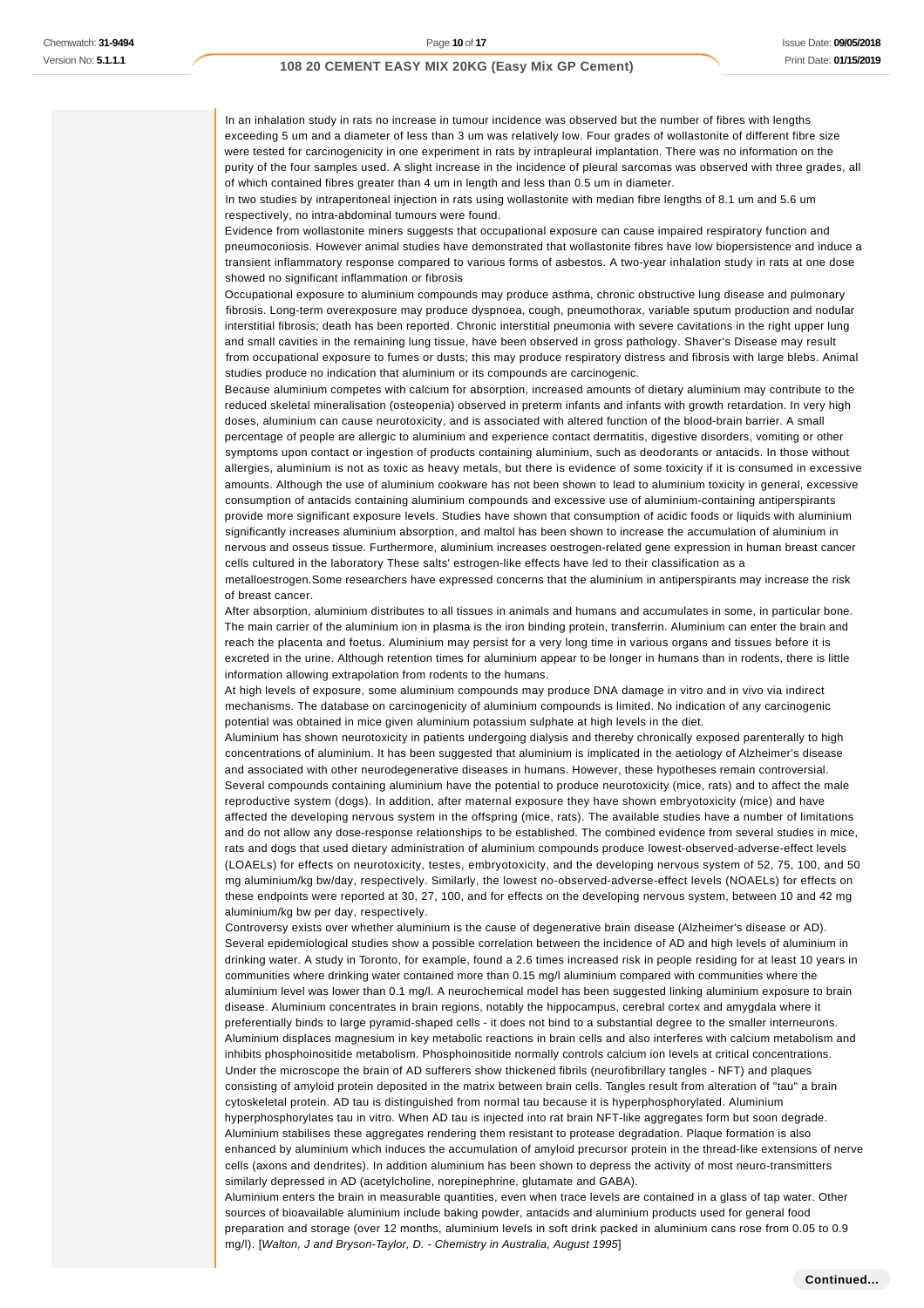In an inhalation study in rats no increase in tumour incidence was observed but the number of fibres with lengths exceeding 5 um and a diameter of less than 3 um was relatively low. Four grades of wollastonite of different fibre size were tested for carcinogenicity in one experiment in rats by intrapleural implantation. There was no information on the purity of the four samples used. A slight increase in the incidence of pleural sarcomas was observed with three grades, all of which contained fibres greater than 4 um in length and less than 0.5 um in diameter.
In two studies by intraperitoneal injection in rats using wollastonite with median fibre lengths of 8.1 um and 5.6 um respectively, no intra-abdominal tumours were found.
Evidence from wollastonite miners suggests that occupational exposure can cause impaired respiratory function and pneumoconiosis. However animal studies have demonstrated that wollastonite fibres have low biopersistence and induce a transient inflammatory response compared to various forms of asbestos. A two-year inhalation study in rats at one dose showed no significant inflammation or fibrosis
Occupational exposure to aluminium compounds may produce asthma, chronic obstructive lung disease and pulmonary fibrosis. Long-term overexposure may produce dyspnoea, cough, pneumothorax, variable sputum production and nodular interstitial fibrosis; death has been reported. Chronic interstitial pneumonia with severe cavitations in the right upper lung and small cavities in the remaining lung tissue, have been observed in gross pathology. Shaver's Disease may result from occupational exposure to fumes or dusts; this may produce respiratory distress and fibrosis with large blebs. Animal studies produce no indication that aluminium or its compounds are carcinogenic.
Because aluminium competes with calcium for absorption, increased amounts of dietary aluminium may contribute to the reduced skeletal mineralisation (osteopenia) observed in preterm infants and infants with growth retardation. In very high doses, aluminium can cause neurotoxicity, and is associated with altered function of the blood-brain barrier. A small percentage of people are allergic to aluminium and experience contact dermatitis, digestive disorders, vomiting or other symptoms upon contact or ingestion of products containing aluminium, such as deodorants or antacids. In those without allergies, aluminium is not as toxic as heavy metals, but there is evidence of some toxicity if it is consumed in excessive amounts. Although the use of aluminium cookware has not been shown to lead to aluminium toxicity in general, excessive consumption of antacids containing aluminium compounds and excessive use of aluminium-containing antiperspirants provide more significant exposure levels. Studies have shown that consumption of acidic foods or liquids with aluminium significantly increases aluminium absorption, and maltol has been shown to increase the accumulation of aluminium in nervous and osseus tissue. Furthermore, aluminium increases oestrogen-related gene expression in human breast cancer cells cultured in the laboratory These salts' estrogen-like effects have led to their classification as a metalloestrogen.Some researchers have expressed concerns that the aluminium in antiperspirants may increase the risk of breast cancer.
After absorption, aluminium distributes to all tissues in animals and humans and accumulates in some, in particular bone. The main carrier of the aluminium ion in plasma is the iron binding protein, transferrin. Aluminium can enter the brain and reach the placenta and foetus. Aluminium may persist for a very long time in various organs and tissues before it is excreted in the urine. Although retention times for aluminium appear to be longer in humans than in rodents, there is little information allowing extrapolation from rodents to the humans.
At high levels of exposure, some aluminium compounds may produce DNA damage in vitro and in vivo via indirect mechanisms. The database on carcinogenicity of aluminium compounds is limited. No indication of any carcinogenic potential was obtained in mice given aluminium potassium sulphate at high levels in the diet.
Aluminium has shown neurotoxicity in patients undergoing dialysis and thereby chronically exposed parenterally to high concentrations of aluminium. It has been suggested that aluminium is implicated in the aetiology of Alzheimer's disease and associated with other neurodegenerative diseases in humans. However, these hypotheses remain controversial. Several compounds containing aluminium have the potential to produce neurotoxicity (mice, rats) and to affect the male reproductive system (dogs). In addition, after maternal exposure they have shown embryotoxicity (mice) and have affected the developing nervous system in the offspring (mice, rats). The available studies have a number of limitations and do not allow any dose-response relationships to be established. The combined evidence from several studies in mice, rats and dogs that used dietary administration of aluminium compounds produce lowest-observed-adverse-effect levels (LOAELs) for effects on neurotoxicity, testes, embryotoxicity, and the developing nervous system of 52, 75, 100, and 50 mg aluminium/kg bw/day, respectively. Similarly, the lowest no-observed-adverse-effect levels (NOAELs) for effects on these endpoints were reported at 30, 27, 100, and for effects on the developing nervous system, between 10 and 42 mg aluminium/kg bw per day, respectively.
Controversy exists over whether aluminium is the cause of degenerative brain disease (Alzheimer's disease or AD). Several epidemiological studies show a possible correlation between the incidence of AD and high levels of aluminium in drinking water. A study in Toronto, for example, found a 2.6 times increased risk in people residing for at least 10 years in communities where drinking water contained more than 0.15 mg/l aluminium compared with communities where the aluminium level was lower than 0.1 mg/l. A neurochemical model has been suggested linking aluminium exposure to brain disease. Aluminium concentrates in brain regions, notably the hippocampus, cerebral cortex and amygdala where it preferentially binds to large pyramid-shaped cells - it does not bind to a substantial degree to the smaller interneurons. Aluminium displaces magnesium in key metabolic reactions in brain cells and also interferes with calcium metabolism and inhibits phosphoinositide metabolism. Phosphoinositide normally controls calcium ion levels at critical concentrations. Under the microscope the brain of AD sufferers show thickened fibrils (neurofibrillary tangles - NFT) and plaques consisting of amyloid protein deposited in the matrix between brain cells. Tangles result from alteration of "tau" a brain cytoskeletal protein. AD tau is distinguished from normal tau because it is hyperphosphorylated. Aluminium hyperphosphorylates tau in vitro. When AD tau is injected into rat brain NFT-like aggregates form but soon degrade. Aluminium stabilises these aggregates rendering them resistant to protease degradation. Plaque formation is also enhanced by aluminium which induces the accumulation of amyloid precursor protein in the thread-like extensions of nerve cells (axons and dendrites). In addition aluminium has been shown to depress the activity of most neuro-transmitters similarly depressed in AD (acetylcholine, norepinephrine, glutamate and GABA).
Aluminium enters the brain in measurable quantities, even when trace levels are contained in a glass of tap water. Other sources of bioavailable aluminium include baking powder, antacids and aluminium products used for general food preparation and storage (over 12 months, aluminium levels in soft drink packed in aluminium cans rose from 0.05 to 0.9 mg/l). [*Walton, J and Bryson-Taylor, D. - Chemistry in Australia, August 1995*]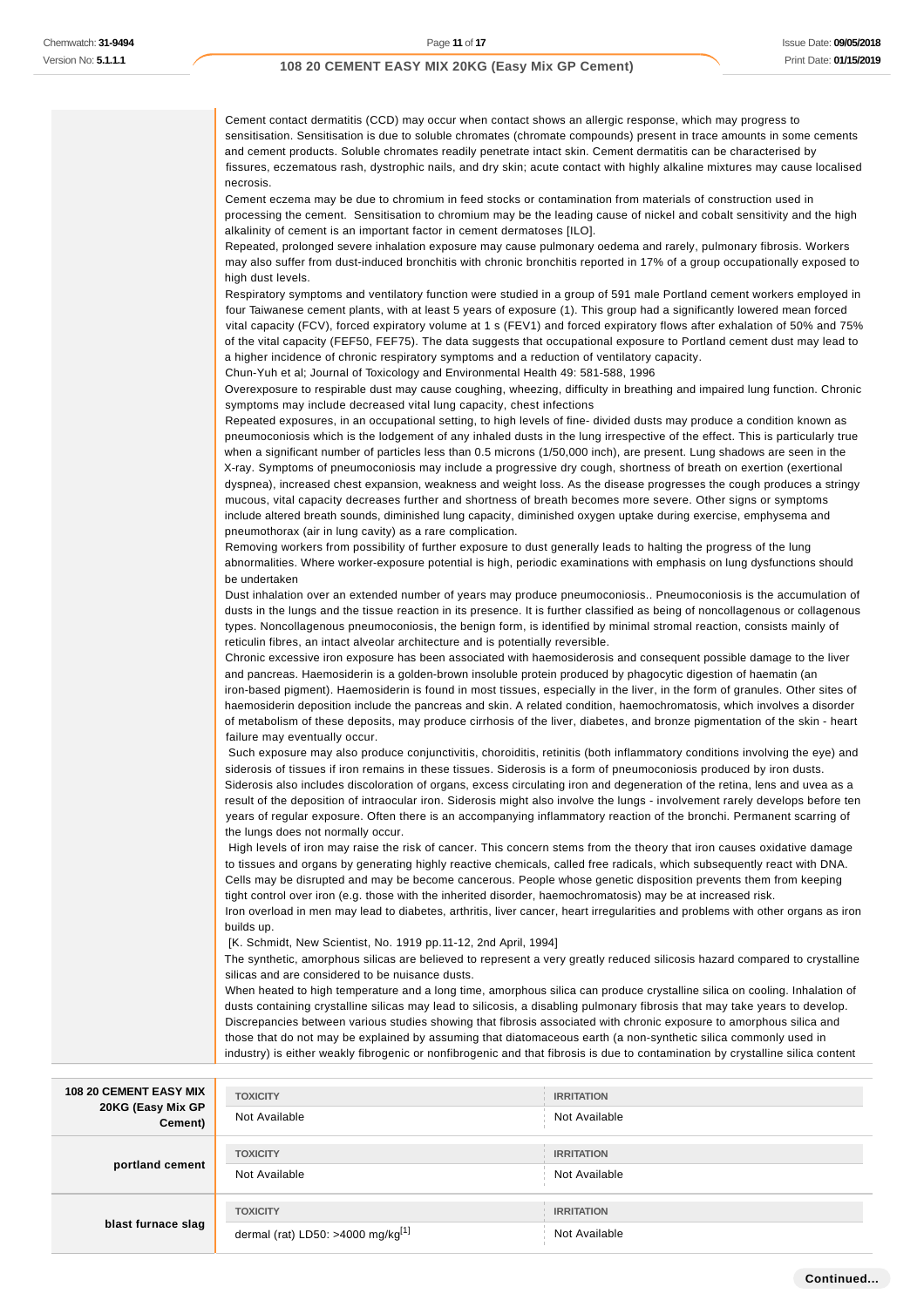Cement contact dermatitis (CCD) may occur when contact shows an allergic response, which may progress to sensitisation. Sensitisation is due to soluble chromates (chromate compounds) present in trace amounts in some cements and cement products. Soluble chromates readily penetrate intact skin. Cement dermatitis can be characterised by fissures, eczematous rash, dystrophic nails, and dry skin; acute contact with highly alkaline mixtures may cause localised necrosis.

Cement eczema may be due to chromium in feed stocks or contamination from materials of construction used in processing the cement. Sensitisation to chromium may be the leading cause of nickel and cobalt sensitivity and the high alkalinity of cement is an important factor in cement dermatoses [ILO].

Repeated, prolonged severe inhalation exposure may cause pulmonary oedema and rarely, pulmonary fibrosis. Workers may also suffer from dust-induced bronchitis with chronic bronchitis reported in 17% of a group occupationally exposed to high dust levels.

Respiratory symptoms and ventilatory function were studied in a group of 591 male Portland cement workers employed in four Taiwanese cement plants, with at least 5 years of exposure (1). This group had a significantly lowered mean forced vital capacity (FCV), forced expiratory volume at 1 s (FEV1) and forced expiratory flows after exhalation of 50% and 75% of the vital capacity (FEF50, FEF75). The data suggests that occupational exposure to Portland cement dust may lead to a higher incidence of chronic respiratory symptoms and a reduction of ventilatory capacity.

Chun-Yuh et al; Journal of Toxicology and Environmental Health 49: 581-588, 1996

Overexposure to respirable dust may cause coughing, wheezing, difficulty in breathing and impaired lung function. Chronic symptoms may include decreased vital lung capacity, chest infections

Repeated exposures, in an occupational setting, to high levels of fine- divided dusts may produce a condition known as pneumoconiosis which is the lodgement of any inhaled dusts in the lung irrespective of the effect. This is particularly true when a significant number of particles less than 0.5 microns (1/50,000 inch), are present. Lung shadows are seen in the X-ray. Symptoms of pneumoconiosis may include a progressive dry cough, shortness of breath on exertion (exertional dyspnea), increased chest expansion, weakness and weight loss. As the disease progresses the cough produces a stringy mucous, vital capacity decreases further and shortness of breath becomes more severe. Other signs or symptoms include altered breath sounds, diminished lung capacity, diminished oxygen uptake during exercise, emphysema and pneumothorax (air in lung cavity) as a rare complication.

Removing workers from possibility of further exposure to dust generally leads to halting the progress of the lung abnormalities. Where worker-exposure potential is high, periodic examinations with emphasis on lung dysfunctions should be undertaken

Dust inhalation over an extended number of years may produce pneumoconiosis.. Pneumoconiosis is the accumulation of dusts in the lungs and the tissue reaction in its presence. It is further classified as being of noncollagenous or collagenous types. Noncollagenous pneumoconiosis, the benign form, is identified by minimal stromal reaction, consists mainly of reticulin fibres, an intact alveolar architecture and is potentially reversible.

Chronic excessive iron exposure has been associated with haemosiderosis and consequent possible damage to the liver and pancreas. Haemosiderin is a golden-brown insoluble protein produced by phagocytic digestion of haematin (an iron-based pigment). Haemosiderin is found in most tissues, especially in the liver, in the form of granules. Other sites of haemosiderin deposition include the pancreas and skin. A related condition, haemochromatosis, which involves a disorder of metabolism of these deposits, may produce cirrhosis of the liver, diabetes, and bronze pigmentation of the skin - heart failure may eventually occur.

Such exposure may also produce conjunctivitis, choroiditis, retinitis (both inflammatory conditions involving the eye) and siderosis of tissues if iron remains in these tissues. Siderosis is a form of pneumoconiosis produced by iron dusts. Siderosis also includes discoloration of organs, excess circulating iron and degeneration of the retina, lens and uvea as a result of the deposition of intraocular iron. Siderosis might also involve the lungs - involvement rarely develops before ten years of regular exposure. Often there is an accompanying inflammatory reaction of the bronchi. Permanent scarring of the lungs does not normally occur.

High levels of iron may raise the risk of cancer. This concern stems from the theory that iron causes oxidative damage to tissues and organs by generating highly reactive chemicals, called free radicals, which subsequently react with DNA. Cells may be disrupted and may be become cancerous. People whose genetic disposition prevents them from keeping tight control over iron (e.g. those with the inherited disorder, haemochromatosis) may be at increased risk.

Iron overload in men may lead to diabetes, arthritis, liver cancer, heart irregularities and problems with other organs as iron builds up.

[K. Schmidt, New Scientist, No. 1919 pp.11-12, 2nd April, 1994]

The synthetic, amorphous silicas are believed to represent a very greatly reduced silicosis hazard compared to crystalline silicas and are considered to be nuisance dusts.

When heated to high temperature and a long time, amorphous silica can produce crystalline silica on cooling. Inhalation of dusts containing crystalline silicas may lead to silicosis, a disabling pulmonary fibrosis that may take years to develop. Discrepancies between various studies showing that fibrosis associated with chronic exposure to amorphous silica and those that do not may be explained by assuming that diatomaceous earth (a non-synthetic silica commonly used in industry) is either weakly fibrogenic or nonfibrogenic and that fibrosis is due to contamination by crystalline silica content

| | TOXICITY | IRRITATION |
|---|---|---|
| **108 20 CEMENT EASY MIX 20KG (Easy Mix GP Cement)** | Not Available | Not Available |

| | TOXICITY | IRRITATION |
|---|---|---|
| **portland cement** | Not Available | Not Available |

| | TOXICITY | IRRITATION |
|---|---|---|
| **blast furnace slag** | dermal (rat) LD50: >4000 mg/kg[1] | Not Available |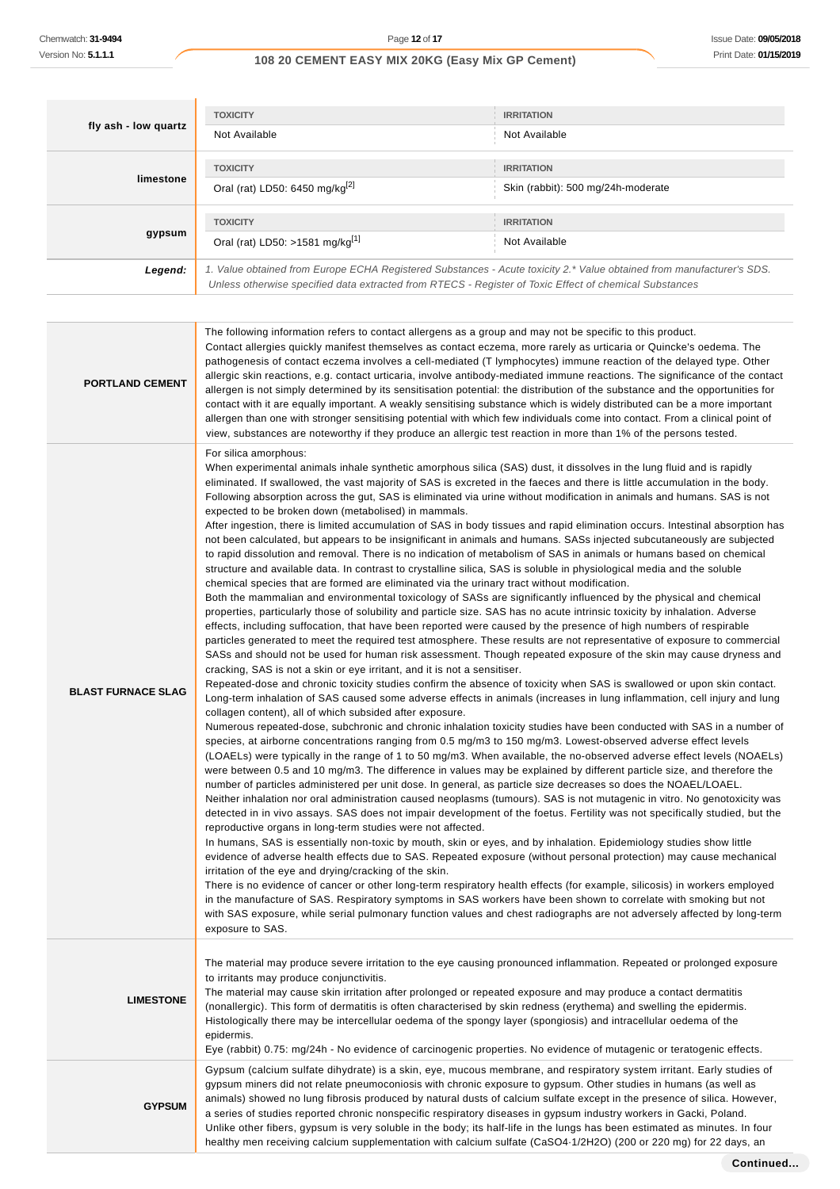| | | |
|---|---|---|
| **fly ash - low quartz** | **TOXICITY**<br>Not Available | **IRRITATION**<br>Not Available |
| **limestone** | **TOXICITY**<br>Oral (rat) LD50: 6450 mg/kg[2] | **IRRITATION**<br>Skin (rabbit): 500 mg/24h-moderate |
| **gypsum** | **TOXICITY**<br>Oral (rat) LD50: >1581 mg/kg[1] | **IRRITATION**<br>Not Available |
| ***Legend:*** | *1. Value obtained from Europe ECHA Registered Substances - Acute toxicity 2.\* Value obtained from manufacturer's SDS. Unless otherwise specified data extracted from RTECS - Register of Toxic Effect of chemical Substances* | |

| | |
|---|---|
| **PORTLAND CEMENT** | The following information refers to contact allergens as a group and may not be specific to this product.<br>Contact allergies quickly manifest themselves as contact eczema, more rarely as urticaria or Quincke's oedema. The pathogenesis of contact eczema involves a cell-mediated (T lymphocytes) immune reaction of the delayed type. Other allergic skin reactions, e.g. contact urticaria, involve antibody-mediated immune reactions. The significance of the contact allergen is not simply determined by its sensitisation potential: the distribution of the substance and the opportunities for contact with it are equally important. A weakly sensitising substance which is widely distributed can be a more important allergen than one with stronger sensitising potential with which few individuals come into contact. From a clinical point of view, substances are noteworthy if they produce an allergic test reaction in more than 1% of the persons tested. |
| **BLAST FURNACE SLAG** | For silica amorphous:<br>When experimental animals inhale synthetic amorphous silica (SAS) dust, it dissolves in the lung fluid and is rapidly eliminated. If swallowed, the vast majority of SAS is excreted in the faeces and there is little accumulation in the body. Following absorption across the gut, SAS is eliminated via urine without modification in animals and humans. SAS is not expected to be broken down (metabolised) in mammals.<br>After ingestion, there is limited accumulation of SAS in body tissues and rapid elimination occurs. Intestinal absorption has not been calculated, but appears to be insignificant in animals and humans. SASs injected subcutaneously are subjected to rapid dissolution and removal. There is no indication of metabolism of SAS in animals or humans based on chemical structure and available data. In contrast to crystalline silica, SAS is soluble in physiological media and the soluble chemical species that are formed are eliminated via the urinary tract without modification.<br>Both the mammalian and environmental toxicology of SASs are significantly influenced by the physical and chemical properties, particularly those of solubility and particle size. SAS has no acute intrinsic toxicity by inhalation. Adverse effects, including suffocation, that have been reported were caused by the presence of high numbers of respirable particles generated to meet the required test atmosphere. These results are not representative of exposure to commercial SASs and should not be used for human risk assessment. Though repeated exposure of the skin may cause dryness and cracking, SAS is not a skin or eye irritant, and it is not a sensitiser.<br>Repeated-dose and chronic toxicity studies confirm the absence of toxicity when SAS is swallowed or upon skin contact. Long-term inhalation of SAS caused some adverse effects in animals (increases in lung inflammation, cell injury and lung collagen content), all of which subsided after exposure.<br>Numerous repeated-dose, subchronic and chronic inhalation toxicity studies have been conducted with SAS in a number of species, at airborne concentrations ranging from 0.5 mg/m3 to 150 mg/m3. Lowest-observed adverse effect levels (LOAELs) were typically in the range of 1 to 50 mg/m3. When available, the no-observed adverse effect levels (NOAELs) were between 0.5 and 10 mg/m3. The difference in values may be explained by different particle size, and therefore the number of particles administered per unit dose. In general, as particle size decreases so does the NOAEL/LOAEL.<br>Neither inhalation nor oral administration caused neoplasms (tumours). SAS is not mutagenic in vitro. No genotoxicity was detected in in vivo assays. SAS does not impair development of the foetus. Fertility was not specifically studied, but the reproductive organs in long-term studies were not affected.<br>In humans, SAS is essentially non-toxic by mouth, skin or eyes, and by inhalation. Epidemiology studies show little evidence of adverse health effects due to SAS. Repeated exposure (without personal protection) may cause mechanical irritation of the eye and drying/cracking of the skin.<br>There is no evidence of cancer or other long-term respiratory health effects (for example, silicosis) in workers employed in the manufacture of SAS. Respiratory symptoms in SAS workers have been shown to correlate with smoking but not with SAS exposure, while serial pulmonary function values and chest radiographs are not adversely affected by long-term exposure to SAS. |
| **LIMESTONE** | The material may produce severe irritation to the eye causing pronounced inflammation. Repeated or prolonged exposure to irritants may produce conjunctivitis.<br>The material may cause skin irritation after prolonged or repeated exposure and may produce a contact dermatitis (nonallergic). This form of dermatitis is often characterised by skin redness (erythema) and swelling the epidermis. Histologically there may be intercellular oedema of the spongy layer (spongiosis) and intracellular oedema of the epidermis.<br>Eye (rabbit) 0.75: mg/24h - No evidence of carcinogenic properties. No evidence of mutagenic or teratogenic effects. |
| **GYPSUM** | Gypsum (calcium sulfate dihydrate) is a skin, eye, mucous membrane, and respiratory system irritant. Early studies of gypsum miners did not relate pneumoconiosis with chronic exposure to gypsum. Other studies in humans (as well as animals) showed no lung fibrosis produced by natural dusts of calcium sulfate except in the presence of silica. However, a series of studies reported chronic nonspecific respiratory diseases in gypsum industry workers in Gacki, Poland.<br>Unlike other fibers, gypsum is very soluble in the body; its half-life in the lungs has been estimated as minutes. In four healthy men receiving calcium supplementation with calcium sulfate ($CaSO_4 \cdot 1/2H_2O$) (200 or 220 mg) for 22 days, an |

**Continued...**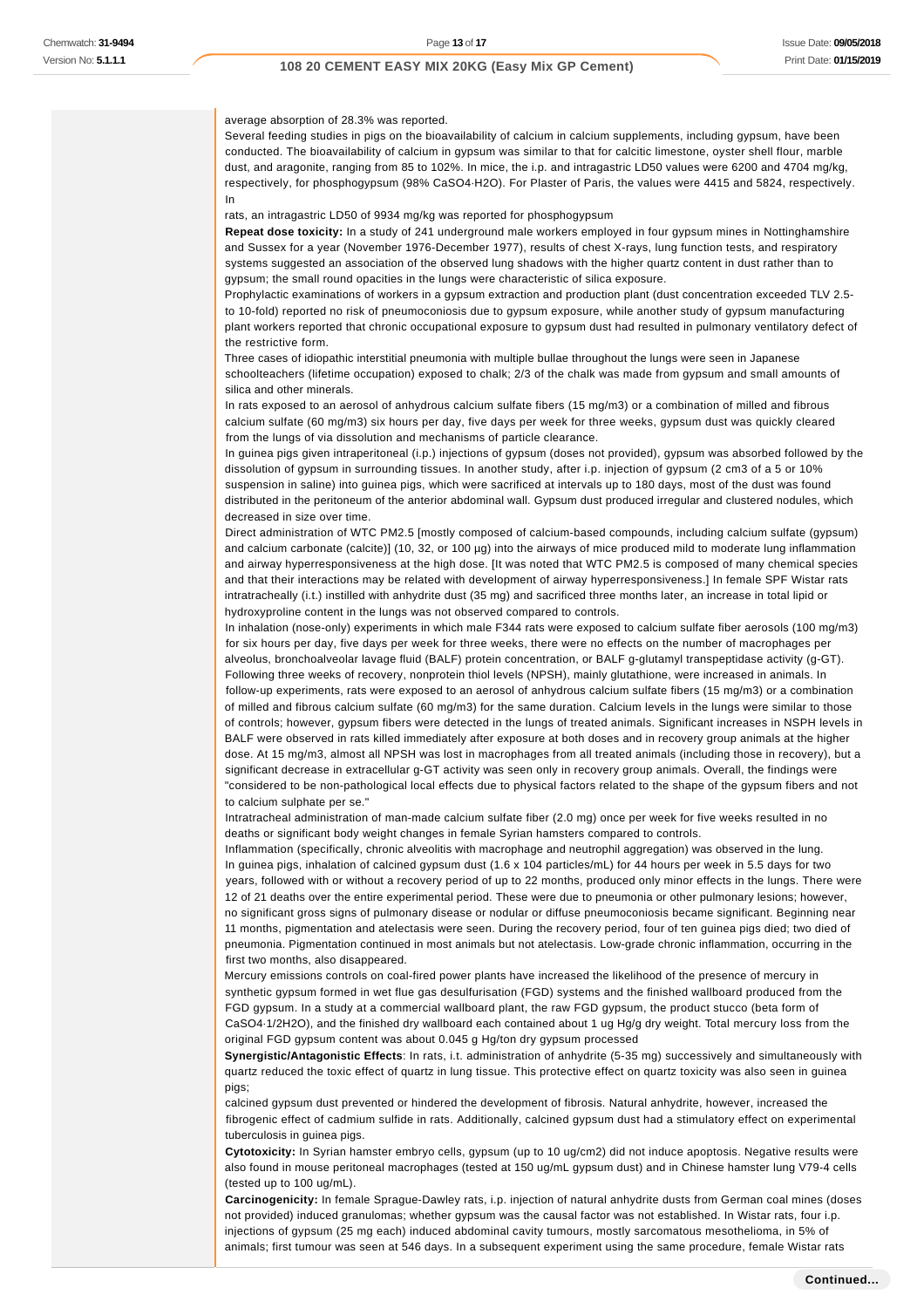average absorption of 28.3% was reported.

Several feeding studies in pigs on the bioavailability of calcium in calcium supplements, including gypsum, have been conducted. The bioavailability of calcium in gypsum was similar to that for calcitic limestone, oyster shell flour, marble dust, and aragonite, ranging from 85 to 102%. In mice, the i.p. and intragastric LD50 values were 6200 and 4704 mg/kg, respectively, for phosphogypsum (98% $CaSO_4 \cdot H_2O$). For Plaster of Paris, the values were 4415 and 5824, respectively. In

rats, an intragastric LD50 of 9934 mg/kg was reported for phosphogypsum

**Repeat dose toxicity:** In a study of 241 underground male workers employed in four gypsum mines in Nottinghamshire and Sussex for a year (November 1976-December 1977), results of chest X-rays, lung function tests, and respiratory systems suggested an association of the observed lung shadows with the higher quartz content in dust rather than to gypsum; the small round opacities in the lungs were characteristic of silica exposure.

Prophylactic examinations of workers in a gypsum extraction and production plant (dust concentration exceeded TLV 2.5- to 10-fold) reported no risk of pneumoconiosis due to gypsum exposure, while another study of gypsum manufacturing plant workers reported that chronic occupational exposure to gypsum dust had resulted in pulmonary ventilatory defect of the restrictive form.

Three cases of idiopathic interstitial pneumonia with multiple bullae throughout the lungs were seen in Japanese schoolteachers (lifetime occupation) exposed to chalk; 2/3 of the chalk was made from gypsum and small amounts of silica and other minerals.

In rats exposed to an aerosol of anhydrous calcium sulfate fibers (15 mg/m3) or a combination of milled and fibrous calcium sulfate (60 mg/m3) six hours per day, five days per week for three weeks, gypsum dust was quickly cleared from the lungs of via dissolution and mechanisms of particle clearance.

In guinea pigs given intraperitoneal (i.p.) injections of gypsum (doses not provided), gypsum was absorbed followed by the dissolution of gypsum in surrounding tissues. In another study, after i.p. injection of gypsum (2 cm3 of a 5 or 10% suspension in saline) into guinea pigs, which were sacrificed at intervals up to 180 days, most of the dust was found distributed in the peritoneum of the anterior abdominal wall. Gypsum dust produced irregular and clustered nodules, which decreased in size over time.

Direct administration of WTC PM2.5 [mostly composed of calcium-based compounds, including calcium sulfate (gypsum) and calcium carbonate (calcite)] (10, 32, or 100 µg) into the airways of mice produced mild to moderate lung inflammation and airway hyperresponsiveness at the high dose. [It was noted that WTC PM2.5 is composed of many chemical species and that their interactions may be related with development of airway hyperresponsiveness.] In female SPF Wistar rats intratracheally (i.t.) instilled with anhydrite dust (35 mg) and sacrificed three months later, an increase in total lipid or hydroxyproline content in the lungs was not observed compared to controls.

In inhalation (nose-only) experiments in which male F344 rats were exposed to calcium sulfate fiber aerosols (100 mg/m3) for six hours per day, five days per week for three weeks, there were no effects on the number of macrophages per alveolus, bronchoalveolar lavage fluid (BALF) protein concentration, or BALF g-glutamyl transpeptidase activity (g-GT). Following three weeks of recovery, nonprotein thiol levels (NPSH), mainly glutathione, were increased in animals. In follow-up experiments, rats were exposed to an aerosol of anhydrous calcium sulfate fibers (15 mg/m3) or a combination of milled and fibrous calcium sulfate (60 mg/m3) for the same duration. Calcium levels in the lungs were similar to those of controls; however, gypsum fibers were detected in the lungs of treated animals. Significant increases in NSPH levels in BALF were observed in rats killed immediately after exposure at both doses and in recovery group animals at the higher dose. At 15 mg/m3, almost all NPSH was lost in macrophages from all treated animals (including those in recovery), but a significant decrease in extracellular g-GT activity was seen only in recovery group animals. Overall, the findings were "considered to be non-pathological local effects due to physical factors related to the shape of the gypsum fibers and not to calcium sulphate per se."

Intratracheal administration of man-made calcium sulfate fiber (2.0 mg) once per week for five weeks resulted in no deaths or significant body weight changes in female Syrian hamsters compared to controls.

Inflammation (specifically, chronic alveolitis with macrophage and neutrophil aggregation) was observed in the lung.

In guinea pigs, inhalation of calcined gypsum dust (1.6 x 104 particles/mL) for 44 hours per week in 5.5 days for two years, followed with or without a recovery period of up to 22 months, produced only minor effects in the lungs. There were 12 of 21 deaths over the entire experimental period. These were due to pneumonia or other pulmonary lesions; however, no significant gross signs of pulmonary disease or nodular or diffuse pneumoconiosis became significant. Beginning near 11 months, pigmentation and atelectasis were seen. During the recovery period, four of ten guinea pigs died; two died of pneumonia. Pigmentation continued in most animals but not atelectasis. Low-grade chronic inflammation, occurring in the first two months, also disappeared.

Mercury emissions controls on coal-fired power plants have increased the likelihood of the presence of mercury in synthetic gypsum formed in wet flue gas desulfurisation (FGD) systems and the finished wallboard produced from the FGD gypsum. In a study at a commercial wallboard plant, the raw FGD gypsum, the product stucco (beta form of $CaSO_4 \cdot 1/2H_2O$), and the finished dry wallboard each contained about 1 ug Hg/g dry weight. Total mercury loss from the original FGD gypsum content was about 0.045 g Hg/ton dry gypsum processed

**Synergistic/Antagonistic Effects**: In rats, i.t. administration of anhydrite (5-35 mg) successively and simultaneously with quartz reduced the toxic effect of quartz in lung tissue. This protective effect on quartz toxicity was also seen in guinea pigs;

calcined gypsum dust prevented or hindered the development of fibrosis. Natural anhydrite, however, increased the fibrogenic effect of cadmium sulfide in rats. Additionally, calcined gypsum dust had a stimulatory effect on experimental tuberculosis in guinea pigs.

**Cytotoxicity:** In Syrian hamster embryo cells, gypsum (up to 10 ug/cm2) did not induce apoptosis. Negative results were also found in mouse peritoneal macrophages (tested at 150 ug/mL gypsum dust) and in Chinese hamster lung V79-4 cells (tested up to 100 ug/mL).

**Carcinogenicity:** In female Sprague-Dawley rats, i.p. injection of natural anhydrite dusts from German coal mines (doses not provided) induced granulomas; whether gypsum was the causal factor was not established. In Wistar rats, four i.p. injections of gypsum (25 mg each) induced abdominal cavity tumours, mostly sarcomatous mesothelioma, in 5% of animals; first tumour was seen at 546 days. In a subsequent experiment using the same procedure, female Wistar rats

**Continued...**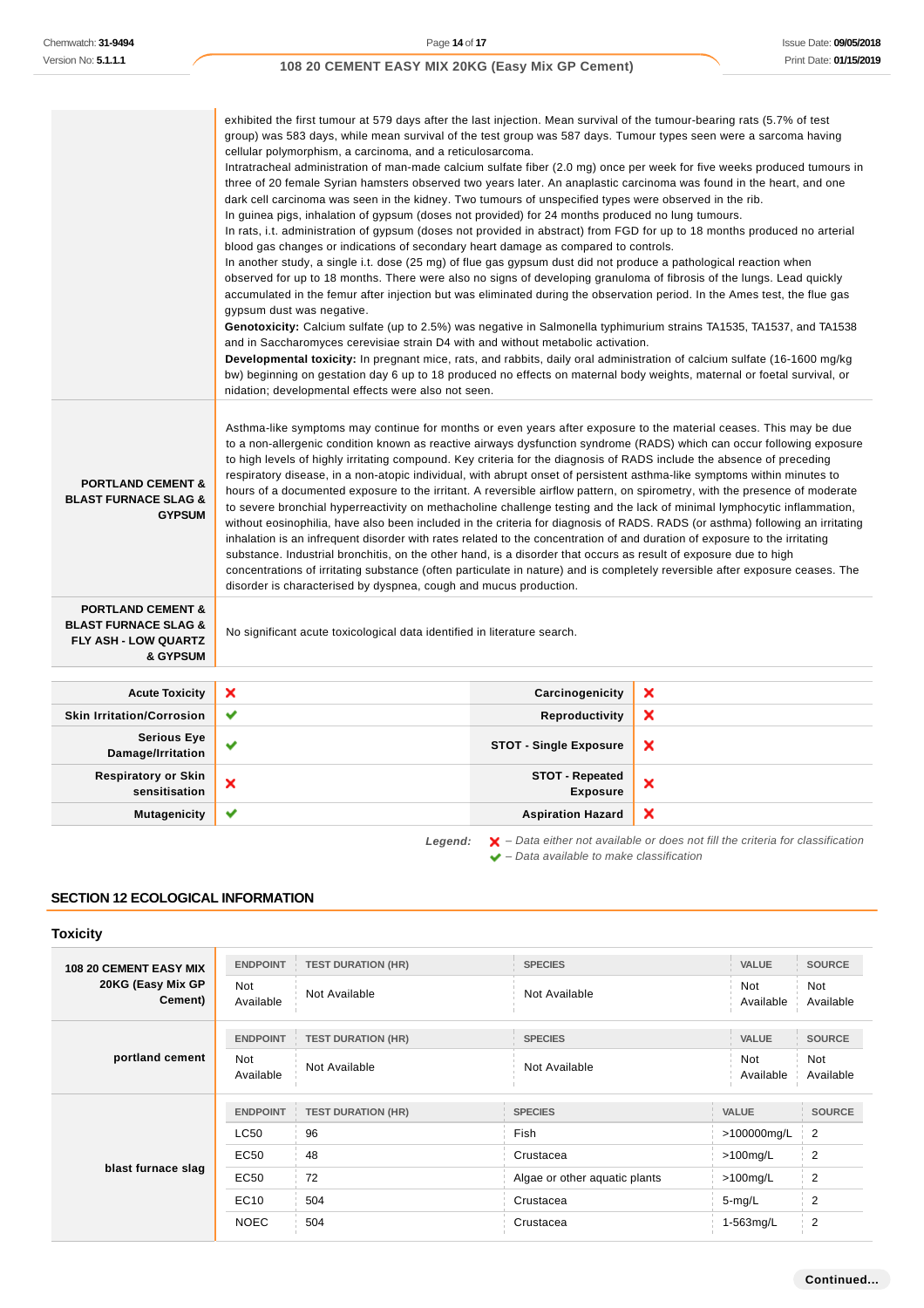| | |
|---|---|
| | exhibited the first tumour at 579 days after the last injection. Mean survival of the tumour-bearing rats (5.7% of test group) was 583 days, while mean survival of the test group was 587 days. Tumour types seen were a sarcoma having cellular polymorphism, a carcinoma, and a reticulosarcoma.<br>Intratracheal administration of man-made calcium sulfate fiber (2.0 mg) once per week for five weeks produced tumours in three of 20 female Syrian hamsters observed two years later. An anaplastic carcinoma was found in the heart, and one dark cell carcinoma was seen in the kidney. Two tumours of unspecified types were observed in the rib.<br>In guinea pigs, inhalation of gypsum (doses not provided) for 24 months produced no lung tumours.<br>In rats, i.t. administration of gypsum (doses not provided in abstract) from FGD for up to 18 months produced no arterial blood gas changes or indications of secondary heart damage as compared to controls.<br>In another study, a single i.t. dose (25 mg) of flue gas gypsum dust did not produce a pathological reaction when observed for up to 18 months. There were also no signs of developing granuloma of fibrosis of the lungs. Lead quickly accumulated in the femur after injection but was eliminated during the observation period. In the Ames test, the flue gas gypsum dust was negative.<br>**Genotoxicity:** Calcium sulfate (up to 2.5%) was negative in Salmonella typhimurium strains TA1535, TA1537, and TA1538 and in Saccharomyces cerevisiae strain D4 with and without metabolic activation.<br>**Developmental toxicity:** In pregnant mice, rats, and rabbits, daily oral administration of calcium sulfate (16-1600 mg/kg bw) beginning on gestation day 6 up to 18 produced no effects on maternal body weights, maternal or foetal survival, or nidation; developmental effects were also not seen. |
| **PORTLAND CEMENT & BLAST FURNACE SLAG & GYPSUM** | Asthma-like symptoms may continue for months or even years after exposure to the material ceases. This may be due to a non-allergenic condition known as reactive airways dysfunction syndrome (RADS) which can occur following exposure to high levels of highly irritating compound. Key criteria for the diagnosis of RADS include the absence of preceding respiratory disease, in a non-atopic individual, with abrupt onset of persistent asthma-like symptoms within minutes to hours of a documented exposure to the irritant. A reversible airflow pattern, on spirometry, with the presence of moderate to severe bronchial hyperreactivity on methacholine challenge testing and the lack of minimal lymphocytic inflammation, without eosinophilia, have also been included in the criteria for diagnosis of RADS. RADS (or asthma) following an irritating inhalation is an infrequent disorder with rates related to the concentration of and duration of exposure to the irritating substance. Industrial bronchitis, on the other hand, is a disorder that occurs as result of exposure due to high concentrations of irritating substance (often particulate in nature) and is completely reversible after exposure ceases. The disorder is characterised by dyspnea, cough and mucus production. |
| **PORTLAND CEMENT & BLAST FURNACE SLAG & FLY ASH - LOW QUARTZ & GYPSUM** | No significant acute toxicological data identified in literature search. |

| | | | |
|---|---|---|---|
| **Acute Toxicity** | ✘ | **Carcinogenicity** | ✘ |
| **Skin Irritation/Corrosion** | ✔ | **Reproductivity** | ✘ |
| **Serious Eye Damage/Irritation** | ✔ | **STOT - Single Exposure** | ✘ |
| **Respiratory or Skin sensitisation** | ✘ | **STOT - Repeated Exposure** | ✘ |
| **Mutagenicity** | ✔ | **Aspiration Hazard** | ✘ |

*Legend:* ✘ *– Data either not available or does not fill the criteria for classification*
✔ *– Data available to make classification*

## SECTION 12 ECOLOGICAL INFORMATION

### Toxicity

| | ENDPOINT | TEST DURATION (HR) | SPECIES | VALUE | SOURCE |
|---|---|---|---|---|---|
| **108 20 CEMENT EASY MIX 20KG (Easy Mix GP Cement)** | Not Available | Not Available | Not Available | Not Available | Not Available |

| | ENDPOINT | TEST DURATION (HR) | SPECIES | VALUE | SOURCE |
|---|---|---|---|---|---|
| **portland cement** | Not Available | Not Available | Not Available | Not Available | Not Available |

| | ENDPOINT | TEST DURATION (HR) | SPECIES | VALUE | SOURCE |
|---|---|---|---|---|---|
| **blast furnace slag** | LC50 | 96 | Fish | >100000mg/L | 2 |
| | EC50 | 48 | Crustacea | >100mg/L | 2 |
| | EC50 | 72 | Algae or other aquatic plants | >100mg/L | 2 |
| | EC10 | 504 | Crustacea | 5-mg/L | 2 |
| | NOEC | 504 | Crustacea | 1-563mg/L | 2 |

**Continued...**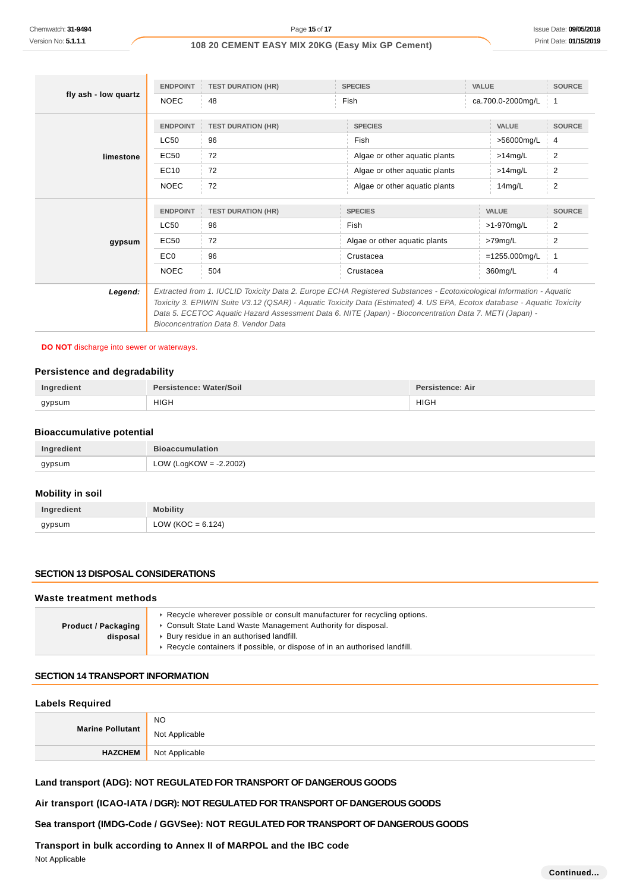| Ingredient | Endpoint | Test Duration (hr) | Species | Value | Source |
|---|---|---|---|---|---|
| fly ash - low quartz | NOEC | 48 | Fish | ca.700.0-2000mg/L | 1 |
| limestone | LC50 | 96 | Fish | >56000mg/L | 4 |
| | EC50 | 72 | Algae or other aquatic plants | >14mg/L | 2 |
| | EC10 | 72 | Algae or other aquatic plants | >14mg/L | 2 |
| | NOEC | 72 | Algae or other aquatic plants | 14mg/L | 2 |
| gypsum | LC50 | 96 | Fish | >1-970mg/L | 2 |
| | EC50 | 72 | Algae or other aquatic plants | >79mg/L | 2 |
| | EC0 | 96 | Crustacea | =1255.000mg/L | 1 |
| | NOEC | 504 | Crustacea | 360mg/L | 4 |

***Legend:*** *Extracted from 1. IUCLID Toxicity Data 2. Europe ECHA Registered Substances - Ecotoxicological Information - Aquatic Toxicity 3. EPIWIN Suite V3.12 (QSAR) - Aquatic Toxicity Data (Estimated) 4. US EPA, Ecotox database - Aquatic Toxicity Data 5. ECETOC Aquatic Hazard Assessment Data 6. NITE (Japan) - Bioconcentration Data 7. METI (Japan) - Bioconcentration Data 8. Vendor Data*

**DO NOT** discharge into sewer or waterways.

### Persistence and degradability

| Ingredient | Persistence: Water/Soil | Persistence: Air |
|---|---|---|
| gypsum | HIGH | HIGH |

### Bioaccumulative potential

| Ingredient | Bioaccumulation |
|---|---|
| gypsum | LOW (LogKOW = -2.2002) |

### Mobility in soil

| Ingredient | Mobility |
|---|---|
| gypsum | LOW (KOC = 6.124) |

## SECTION 13 DISPOSAL CONSIDERATIONS

### Waste treatment methods

**Product / Packaging disposal**

- Recycle wherever possible or consult manufacturer for recycling options.
- Consult State Land Waste Management Authority for disposal.
- Bury residue in an authorised landfill.
- Recycle containers if possible, or dispose of in an authorised landfill.

## SECTION 14 TRANSPORT INFORMATION

### Labels Required

| | |
|---|---|
| **Marine Pollutant** | NO<br>Not Applicable |
| **HAZCHEM** | Not Applicable |

**Land transport (ADG): NOT REGULATED FOR TRANSPORT OF DANGEROUS GOODS**

**Air transport (ICAO-IATA / DGR): NOT REGULATED FOR TRANSPORT OF DANGEROUS GOODS**

**Sea transport (IMDG-Code / GGVSee): NOT REGULATED FOR TRANSPORT OF DANGEROUS GOODS**

### Transport in bulk according to Annex II of MARPOL and the IBC code

Not Applicable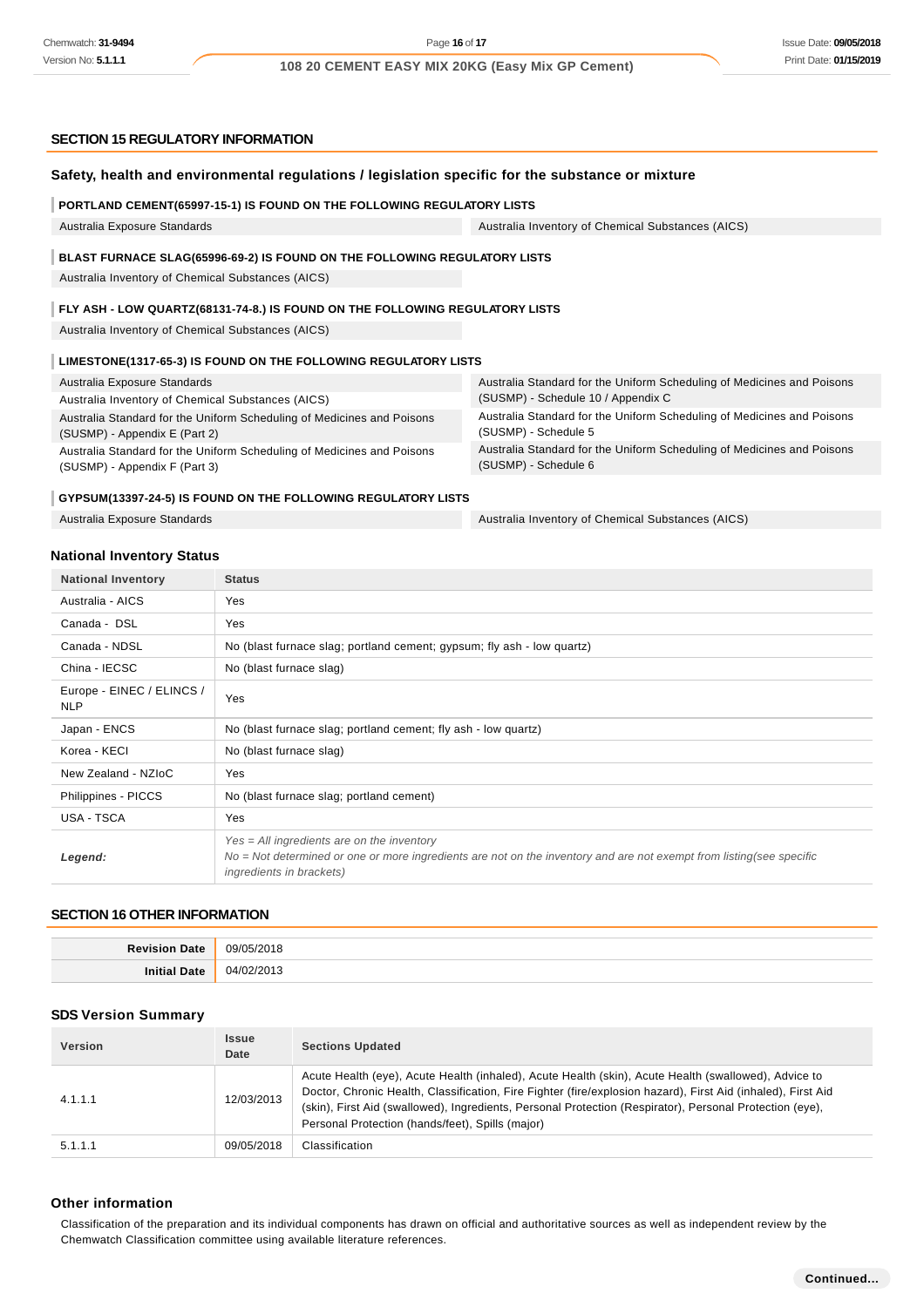## SECTION 15 REGULATORY INFORMATION

### Safety, health and environmental regulations / legislation specific for the substance or mixture

**PORTLAND CEMENT(65997-15-1) IS FOUND ON THE FOLLOWING REGULATORY LISTS**

| | |
|---|---|
| Australia Exposure Standards | Australia Inventory of Chemical Substances (AICS) |

**BLAST FURNACE SLAG(65996-69-2) IS FOUND ON THE FOLLOWING REGULATORY LISTS**

| |
|---|
| Australia Inventory of Chemical Substances (AICS) |

**FLY ASH - LOW QUARTZ(68131-74-8.) IS FOUND ON THE FOLLOWING REGULATORY LISTS**

| |
|---|
| Australia Inventory of Chemical Substances (AICS) |

**LIMESTONE(1317-65-3) IS FOUND ON THE FOLLOWING REGULATORY LISTS**

| | |
|---|---|
| Australia Exposure Standards | Australia Standard for the Uniform Scheduling of Medicines and Poisons (SUSMP) - Schedule 10 / Appendix C |
| Australia Inventory of Chemical Substances (AICS) | |
| Australia Standard for the Uniform Scheduling of Medicines and Poisons (SUSMP) - Appendix E (Part 2) | Australia Standard for the Uniform Scheduling of Medicines and Poisons (SUSMP) - Schedule 5 |
| Australia Standard for the Uniform Scheduling of Medicines and Poisons (SUSMP) - Appendix F (Part 3) | Australia Standard for the Uniform Scheduling of Medicines and Poisons (SUSMP) - Schedule 6 |

**GYPSUM(13397-24-5) IS FOUND ON THE FOLLOWING REGULATORY LISTS**

| | |
|---|---|
| Australia Exposure Standards | Australia Inventory of Chemical Substances (AICS) |

### National Inventory Status

| National Inventory | Status |
|---|---|
| Australia - AICS | Yes |
| Canada - DSL | Yes |
| Canada - NDSL | No (blast furnace slag; portland cement; gypsum; fly ash - low quartz) |
| China - IECSC | No (blast furnace slag) |
| Europe - EINEC / ELINCS / NLP | Yes |
| Japan - ENCS | No (blast furnace slag; portland cement; fly ash - low quartz) |
| Korea - KECI | No (blast furnace slag) |
| New Zealand - NZIoC | Yes |
| Philippines - PICCS | No (blast furnace slag; portland cement) |
| USA - TSCA | Yes |
| ***Legend:*** | *Yes = All ingredients are on the inventory*<br>*No = Not determined or one or more ingredients are not on the inventory and are not exempt from listing(see specific ingredients in brackets)* |

## SECTION 16 OTHER INFORMATION

| | |
|---|---|
| **Revision Date** | 09/05/2018 |
| **Initial Date** | 04/02/2013 |

### SDS Version Summary

| Version | Issue Date | Sections Updated |
|---|---|---|
| 4.1.1.1 | 12/03/2013 | Acute Health (eye), Acute Health (inhaled), Acute Health (skin), Acute Health (swallowed), Advice to Doctor, Chronic Health, Classification, Fire Fighter (fire/explosion hazard), First Aid (inhaled), First Aid (skin), First Aid (swallowed), Ingredients, Personal Protection (Respirator), Personal Protection (eye), Personal Protection (hands/feet), Spills (major) |
| 5.1.1.1 | 09/05/2018 | Classification |

### Other information

Classification of the preparation and its individual components has drawn on official and authoritative sources as well as independent review by the Chemwatch Classification committee using available literature references.

**Continued...**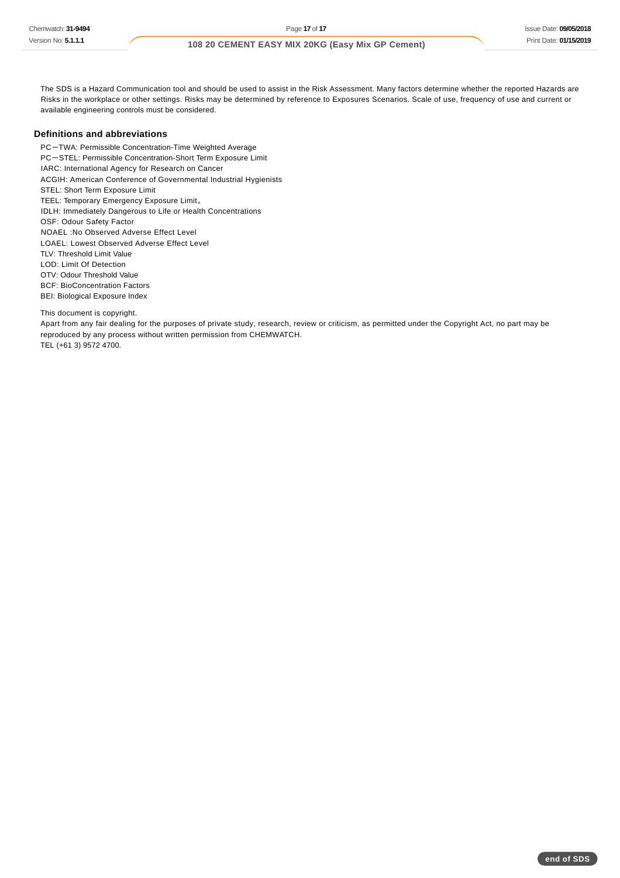The SDS is a Hazard Communication tool and should be used to assist in the Risk Assessment. Many factors determine whether the reported Hazards are Risks in the workplace or other settings. Risks may be determined by reference to Exposures Scenarios. Scale of use, frequency of use and current or available engineering controls must be considered.

## Definitions and abbreviations

PC－TWA: Permissible Concentration-Time Weighted Average
PC－STEL: Permissible Concentration-Short Term Exposure Limit
IARC: International Agency for Research on Cancer
ACGIH: American Conference of Governmental Industrial Hygienists
STEL: Short Term Exposure Limit
TEEL: Temporary Emergency Exposure Limit。
IDLH: Immediately Dangerous to Life or Health Concentrations
OSF: Odour Safety Factor
NOAEL :No Observed Adverse Effect Level
LOAEL: Lowest Observed Adverse Effect Level
TLV: Threshold Limit Value
LOD: Limit Of Detection
OTV: Odour Threshold Value
BCF: BioConcentration Factors
BEI: Biological Exposure Index

This document is copyright.
Apart from any fair dealing for the purposes of private study, research, review or criticism, as permitted under the Copyright Act, no part may be reproduced by any process without written permission from CHEMWATCH.
TEL (+61 3) 9572 4700.

**end of SDS**